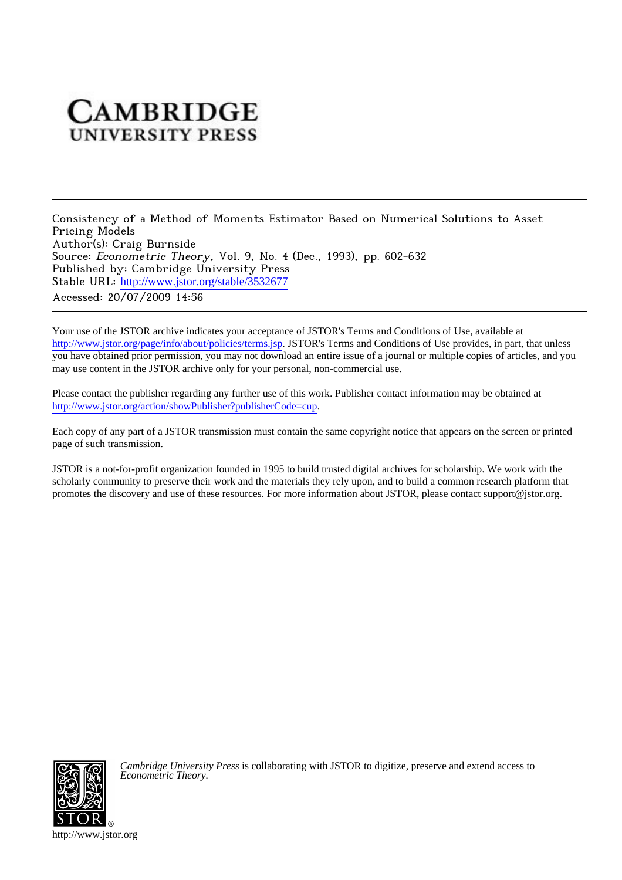# Cambridge University Press

Consistency of a Method of Moments Estimator Based on Numerical Solutions to Asset Pricing Models
Author(s): Craig Burnside
Source: *Econometric Theory*, Vol. 9, No. 4 (Dec., 1993), pp. 602-632
Published by: Cambridge University Press
Stable URL: http://www.jstor.org/stable/3532677
Accessed: 20/07/2009 14:56

---

Your use of the JSTOR archive indicates your acceptance of JSTOR's Terms and Conditions of Use, available at http://www.jstor.org/page/info/about/policies/terms.jsp. JSTOR's Terms and Conditions of Use provides, in part, that unless you have obtained prior permission, you may not download an entire issue of a journal or multiple copies of articles, and you may use content in the JSTOR archive only for your personal, non-commercial use.

Please contact the publisher regarding any further use of this work. Publisher contact information may be obtained at http://www.jstor.org/action/showPublisher?publisherCode=cup.

Each copy of any part of a JSTOR transmission must contain the same copyright notice that appears on the screen or printed page of such transmission.

JSTOR is a not-for-profit organization founded in 1995 to build trusted digital archives for scholarship. We work with the scholarly community to preserve their work and the materials they rely upon, and to build a common research platform that promotes the discovery and use of these resources. For more information about JSTOR, please contact support@jstor.org.

*Cambridge University Press* is collaborating with JSTOR to digitize, preserve and extend access to *Econometric Theory*.

http://www.jstor.org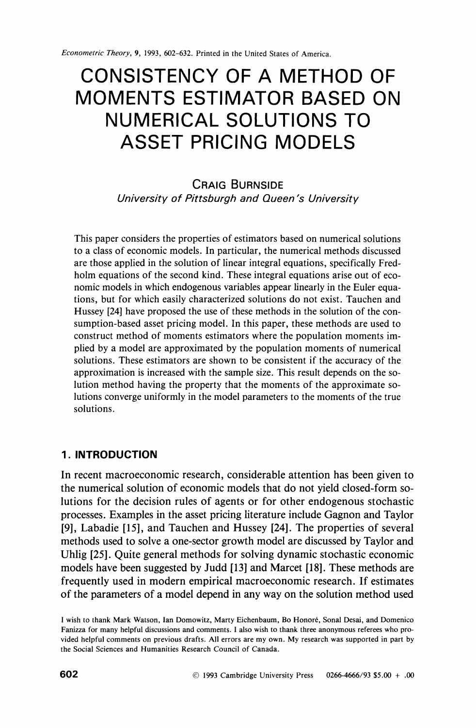Econometric Theory, 9, 1993, 602-632. Printed in the United States of America.

# CONSISTENCY OF A METHOD OF MOMENTS ESTIMATOR BASED ON NUMERICAL SOLUTIONS TO ASSET PRICING MODELS

**CRAIG BURNSIDE**

*University of Pittsburgh and Queen's University*

This paper considers the properties of estimators based on numerical solutions to a class of economic models. In particular, the numerical methods discussed are those applied in the solution of linear integral equations, specifically Fredholm equations of the second kind. These integral equations arise out of economic models in which endogenous variables appear linearly in the Euler equations, but for which easily characterized solutions do not exist. Tauchen and Hussey [24] have proposed the use of these methods in the solution of the consumption-based asset pricing model. In this paper, these methods are used to construct method of moments estimators where the population moments implied by a model are approximated by the population moments of numerical solutions. These estimators are shown to be consistent if the accuracy of the approximation is increased with the sample size. This result depends on the solution method having the property that the moments of the approximate solutions converge uniformly in the model parameters to the moments of the true solutions.

## 1. INTRODUCTION

In recent macroeconomic research, considerable attention has been given to the numerical solution of economic models that do not yield closed-form solutions for the decision rules of agents or for other endogenous stochastic processes. Examples in the asset pricing literature include Gagnon and Taylor [9], Labadie [15], and Tauchen and Hussey [24]. The properties of several methods used to solve a one-sector growth model are discussed by Taylor and Uhlig [25]. Quite general methods for solving dynamic stochastic economic models have been suggested by Judd [13] and Marcet [18]. These methods are frequently used in modern empirical macroeconomic research. If estimates of the parameters of a model depend in any way on the solution method used

I wish to thank Mark Watson, Ian Domowitz, Marty Eichenbaum, Bo Honoré, Sonal Desai, and Domenico Fanizza for many helpful discussions and comments. I also wish to thank three anonymous referees who provided helpful comments on previous drafts. All errors are my own. My research was supported in part by the Social Sciences and Humanities Research Council of Canada.

© 1993 Cambridge University Press 0266-4666/93 $5.00 + .00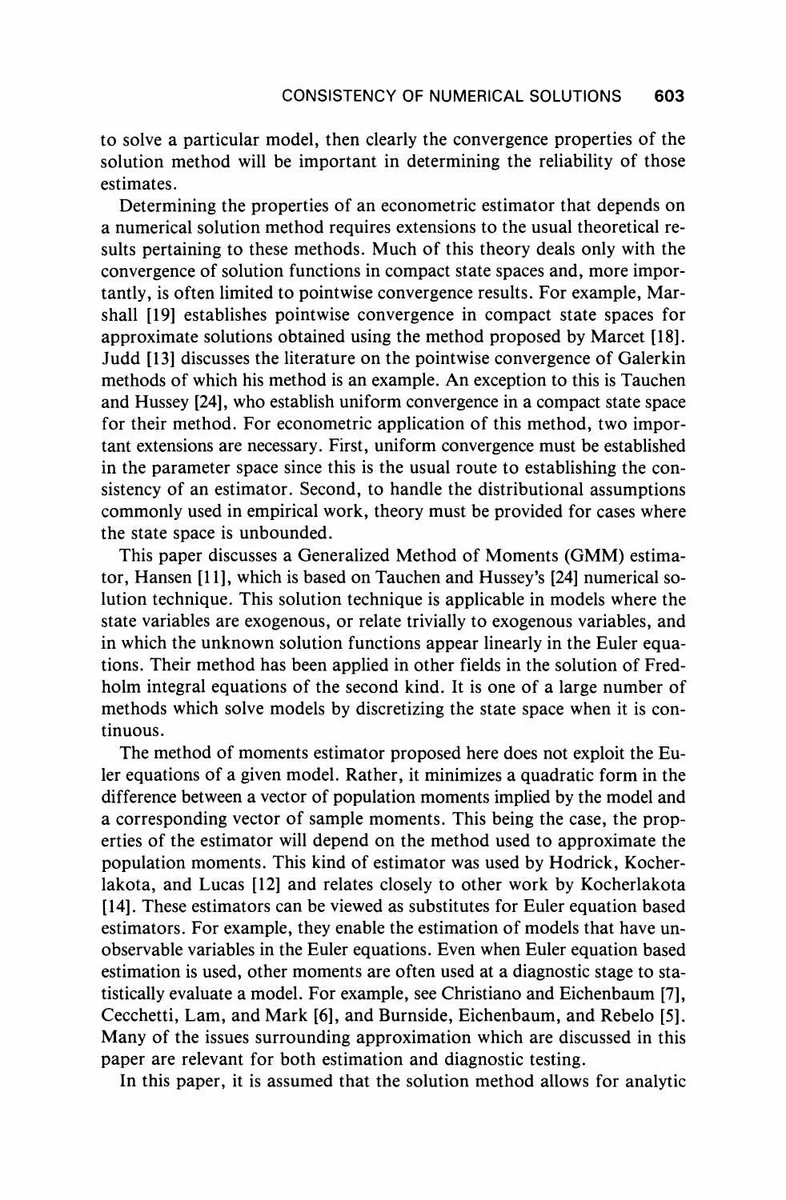to solve a particular model, then clearly the convergence properties of the solution method will be important in determining the reliability of those estimates.

Determining the properties of an econometric estimator that depends on a numerical solution method requires extensions to the usual theoretical results pertaining to these methods. Much of this theory deals only with the convergence of solution functions in compact state spaces and, more importantly, is often limited to pointwise convergence results. For example, Marshall [19] establishes pointwise convergence in compact state spaces for approximate solutions obtained using the method proposed by Marcet [18]. Judd [13] discusses the literature on the pointwise convergence of Galerkin methods of which his method is an example. An exception to this is Tauchen and Hussey [24], who establish uniform convergence in a compact state space for their method. For econometric application of this method, two important extensions are necessary. First, uniform convergence must be established in the parameter space since this is the usual route to establishing the consistency of an estimator. Second, to handle the distributional assumptions commonly used in empirical work, theory must be provided for cases where the state space is unbounded.

This paper discusses a Generalized Method of Moments (GMM) estimator, Hansen [11], which is based on Tauchen and Hussey's [24] numerical solution technique. This solution technique is applicable in models where the state variables are exogenous, or relate trivially to exogenous variables, and in which the unknown solution functions appear linearly in the Euler equations. Their method has been applied in other fields in the solution of Fredholm integral equations of the second kind. It is one of a large number of methods which solve models by discretizing the state space when it is continuous.

The method of moments estimator proposed here does not exploit the Euler equations of a given model. Rather, it minimizes a quadratic form in the difference between a vector of population moments implied by the model and a corresponding vector of sample moments. This being the case, the properties of the estimator will depend on the method used to approximate the population moments. This kind of estimator was used by Hodrick, Kocherlakota, and Lucas [12] and relates closely to other work by Kocherlakota [14]. These estimators can be viewed as substitutes for Euler equation based estimators. For example, they enable the estimation of models that have unobservable variables in the Euler equations. Even when Euler equation based estimation is used, other moments are often used at a diagnostic stage to statistically evaluate a model. For example, see Christiano and Eichenbaum [7], Cecchetti, Lam, and Mark [6], and Burnside, Eichenbaum, and Rebelo [5]. Many of the issues surrounding approximation which are discussed in this paper are relevant for both estimation and diagnostic testing.

In this paper, it is assumed that the solution method allows for analytic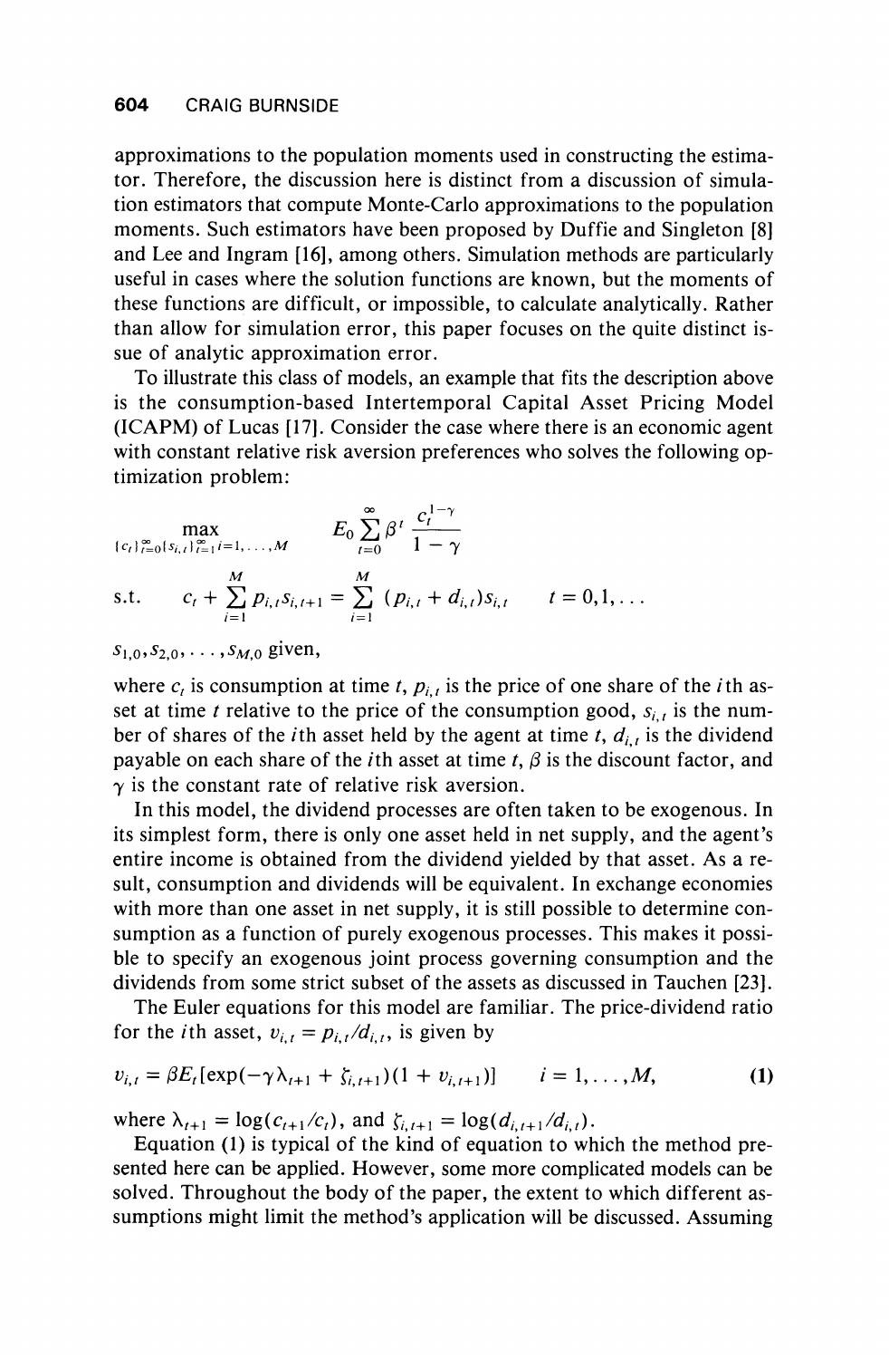approximations to the population moments used in constructing the estimator. Therefore, the discussion here is distinct from a discussion of simulation estimators that compute Monte-Carlo approximations to the population moments. Such estimators have been proposed by Duffie and Singleton [8] and Lee and Ingram [16], among others. Simulation methods are particularly useful in cases where the solution functions are known, but the moments of these functions are difficult, or impossible, to calculate analytically. Rather than allow for simulation error, this paper focuses on the quite distinct issue of analytic approximation error.

To illustrate this class of models, an example that fits the description above is the consumption-based Intertemporal Capital Asset Pricing Model (ICAPM) of Lucas [17]. Consider the case where there is an economic agent with constant relative risk aversion preferences who solves the following optimization problem:

$$\max_{\{c_t\}_{t=0}^{\infty}\{s_{i,t}\}_{t=1}^{\infty} i=1,\ldots,M} \quad E_0 \sum_{t=0}^{\infty} \beta^t \frac{c_t^{1-\gamma}}{1-\gamma}$$

$$\text{s.t.} \quad c_t + \sum_{i=1}^{M} p_{i,t} s_{i,t+1} = \sum_{i=1}^{M} (p_{i,t} + d_{i,t}) s_{i,t} \qquad t = 0, 1, \ldots$$

$s_{1,0}, s_{2,0}, \ldots, s_{M,0}$ given,

where $c_t$ is consumption at time $t$, $p_{i,t}$ is the price of one share of the $i$th asset at time $t$ relative to the price of the consumption good, $s_{i,t}$ is the number of shares of the $i$th asset held by the agent at time $t$, $d_{i,t}$ is the dividend payable on each share of the $i$th asset at time $t$, $\beta$ is the discount factor, and $\gamma$ is the constant rate of relative risk aversion.

In this model, the dividend processes are often taken to be exogenous. In its simplest form, there is only one asset held in net supply, and the agent's entire income is obtained from the dividend yielded by that asset. As a result, consumption and dividends will be equivalent. In exchange economies with more than one asset in net supply, it is still possible to determine consumption as a function of purely exogenous processes. This makes it possible to specify an exogenous joint process governing consumption and the dividends from some strict subset of the assets as discussed in Tauchen [23].

The Euler equations for this model are familiar. The price-dividend ratio for the $i$th asset, $v_{i,t} = p_{i,t}/d_{i,t}$, is given by

$$v_{i,t} = \beta E_t[\exp(-\gamma\lambda_{t+1} + \zeta_{i,t+1})(1 + v_{i,t+1})] \qquad i = 1, \ldots, M, \tag{1}$$

where $\lambda_{t+1} = \log(c_{t+1}/c_t)$, and $\zeta_{i,t+1} = \log(d_{i,t+1}/d_{i,t})$.

Equation (1) is typical of the kind of equation to which the method presented here can be applied. However, some more complicated models can be solved. Throughout the body of the paper, the extent to which different assumptions might limit the method's application will be discussed. Assuming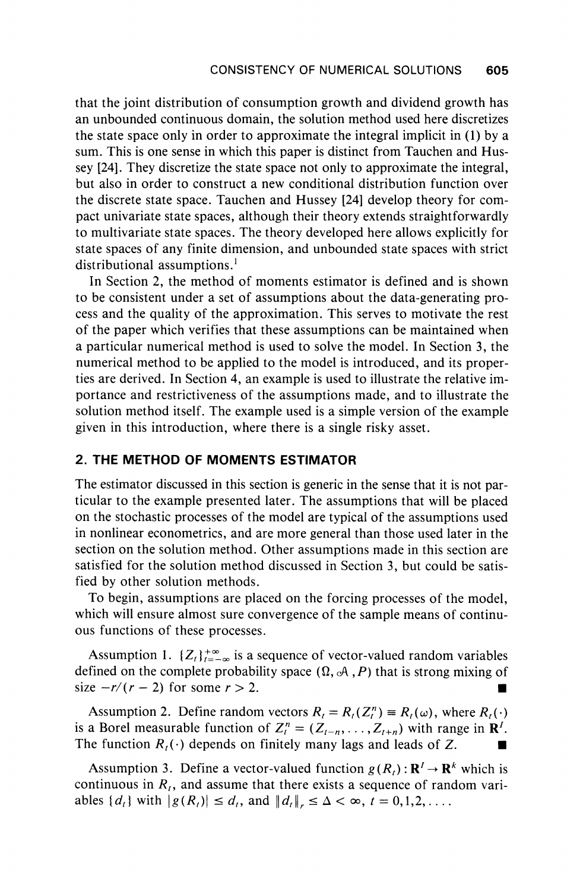that the joint distribution of consumption growth and dividend growth has an unbounded continuous domain, the solution method used here discretizes the state space only in order to approximate the integral implicit in (1) by a sum. This is one sense in which this paper is distinct from Tauchen and Hussey [24]. They discretize the state space not only to approximate the integral, but also in order to construct a new conditional distribution function over the discrete state space. Tauchen and Hussey [24] develop theory for compact univariate state spaces, although their theory extends straightforwardly to multivariate state spaces. The theory developed here allows explicitly for state spaces of any finite dimension, and unbounded state spaces with strict distributional assumptions.[1]

In Section 2, the method of moments estimator is defined and is shown to be consistent under a set of assumptions about the data-generating process and the quality of the approximation. This serves to motivate the rest of the paper which verifies that these assumptions can be maintained when a particular numerical method is used to solve the model. In Section 3, the numerical method to be applied to the model is introduced, and its properties are derived. In Section 4, an example is used to illustrate the relative importance and restrictiveness of the assumptions made, and to illustrate the solution method itself. The example used is a simple version of the example given in this introduction, where there is a single risky asset.

## 2. THE METHOD OF MOMENTS ESTIMATOR

The estimator discussed in this section is generic in the sense that it is not particular to the example presented later. The assumptions that will be placed on the stochastic processes of the model are typical of the assumptions used in nonlinear econometrics, and are more general than those used later in the section on the solution method. Other assumptions made in this section are satisfied for the solution method discussed in Section 3, but could be satisfied by other solution methods.

To begin, assumptions are placed on the forcing processes of the model, which will ensure almost sure convergence of the sample means of continuous functions of these processes.

Assumption 1. $\{Z_t\}_{t=-\infty}^{+\infty}$ is a sequence of vector-valued random variables defined on the complete probability space $(\Omega, \mathcal{A}, P)$ that is strong mixing of size $-r/(r-2)$ for some $r > 2$. ■

Assumption 2. Define random vectors $R_t = R_t(Z_t^n) \equiv R_t(\omega)$, where $R_t(\cdot)$ is a Borel measurable function of $Z_t^n = (Z_{t-n}, \ldots, Z_{t+n})$ with range in $\mathbf{R}^l$. The function $R_t(\cdot)$ depends on finitely many lags and leads of $Z$. ■

Assumption 3. Define a vector-valued function $g(R_t) : \mathbf{R}^l \to \mathbf{R}^k$ which is continuous in $R_t$, and assume that there exists a sequence of random variables $\{d_t\}$ with $|g(R_t)| \leq d_t$, and $\|d_t\|_r \leq \Delta < \infty$, $t = 0, 1, 2, \ldots$.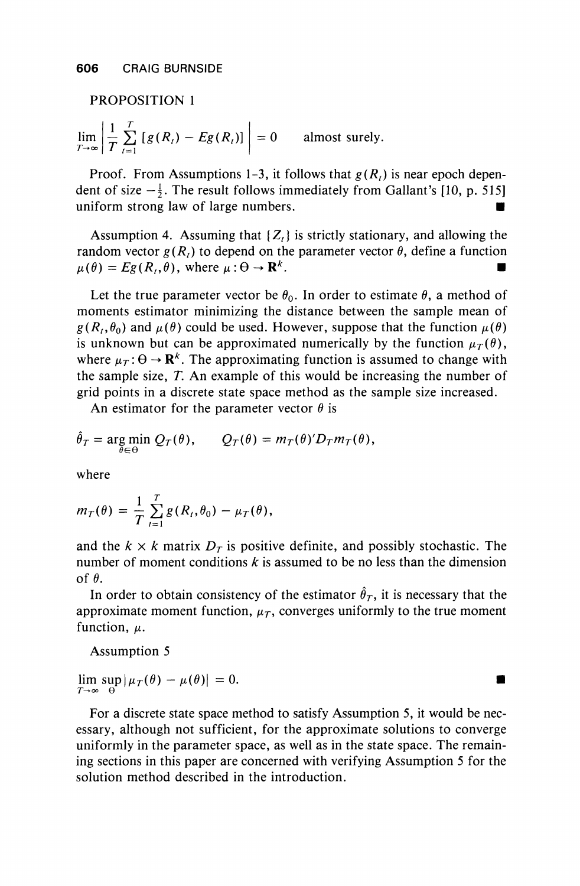PROPOSITION 1

$$\lim_{T\to\infty}\left|\frac{1}{T}\sum_{t=1}^{T}[g(R_t) - Eg(R_t)]\right| = 0 \qquad \text{almost surely.}$$

Proof. From Assumptions 1–3, it follows that $g(R_t)$ is near epoch dependent of size $-\frac{1}{2}$. The result follows immediately from Gallant's [10, p. 515] uniform strong law of large numbers. ■

Assumption 4. Assuming that $\{Z_t\}$ is strictly stationary, and allowing the random vector $g(R_t)$ to depend on the parameter vector $\theta$, define a function $\mu(\theta) = Eg(R_t,\theta)$, where $\mu:\Theta \to \mathbf{R}^k$. ■

Let the true parameter vector be $\theta_0$. In order to estimate $\theta$, a method of moments estimator minimizing the distance between the sample mean of $g(R_t,\theta_0)$ and $\mu(\theta)$ could be used. However, suppose that the function $\mu(\theta)$ is unknown but can be approximated numerically by the function $\mu_T(\theta)$, where $\mu_T:\Theta \to \mathbf{R}^k$. The approximating function is assumed to change with the sample size, $T$. An example of this would be increasing the number of grid points in a discrete state space method as the sample size increased.

An estimator for the parameter vector $\theta$ is

$$\hat{\theta}_T = \arg\min_{\theta\in\Theta} Q_T(\theta), \qquad Q_T(\theta) = m_T(\theta)' D_T m_T(\theta),$$

where

$$m_T(\theta) = \frac{1}{T}\sum_{t=1}^{T} g(R_t,\theta_0) - \mu_T(\theta),$$

and the $k \times k$ matrix $D_T$ is positive definite, and possibly stochastic. The number of moment conditions $k$ is assumed to be no less than the dimension of $\theta$.

In order to obtain consistency of the estimator $\hat{\theta}_T$, it is necessary that the approximate moment function, $\mu_T$, converges uniformly to the true moment function, $\mu$.

Assumption 5

$$\lim_{T\to\infty}\sup_{\Theta}|\mu_T(\theta) - \mu(\theta)| = 0. \qquad ■$$

For a discrete state space method to satisfy Assumption 5, it would be necessary, although not sufficient, for the approximate solutions to converge uniformly in the parameter space, as well as in the state space. The remaining sections in this paper are concerned with verifying Assumption 5 for the solution method described in the introduction.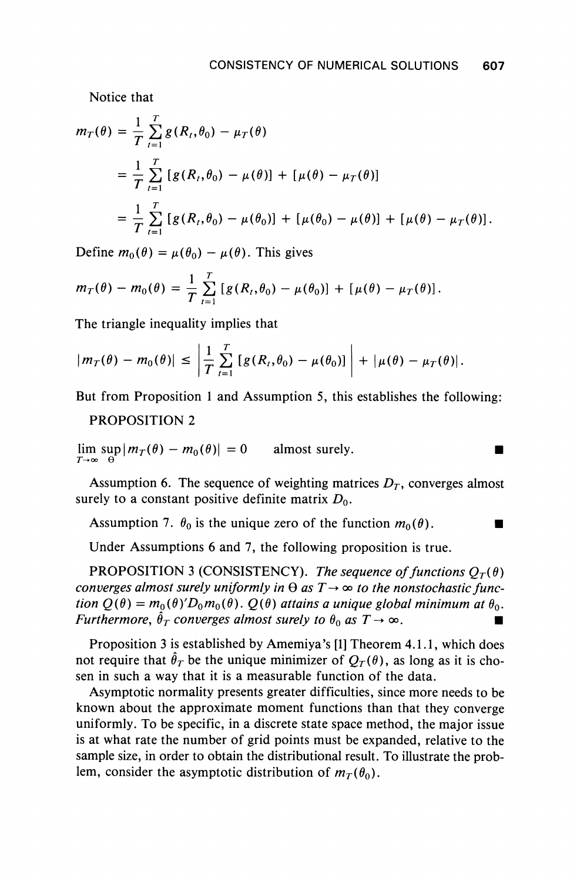Notice that

$$
\begin{aligned}
m_T(\theta) &= \frac{1}{T}\sum_{t=1}^{T} g(R_t,\theta_0) - \mu_T(\theta) \\
&= \frac{1}{T}\sum_{t=1}^{T} [g(R_t,\theta_0) - \mu(\theta)] + [\mu(\theta) - \mu_T(\theta)] \\
&= \frac{1}{T}\sum_{t=1}^{T} [g(R_t,\theta_0) - \mu(\theta_0)] + [\mu(\theta_0) - \mu(\theta)] + [\mu(\theta) - \mu_T(\theta)].
\end{aligned}
$$

Define $m_0(\theta) = \mu(\theta_0) - \mu(\theta)$. This gives

$$
m_T(\theta) - m_0(\theta) = \frac{1}{T}\sum_{t=1}^{T} [g(R_t,\theta_0) - \mu(\theta_0)] + [\mu(\theta) - \mu_T(\theta)].
$$

The triangle inequality implies that

$$
|m_T(\theta) - m_0(\theta)| \le \left| \frac{1}{T}\sum_{t=1}^{T} [g(R_t,\theta_0) - \mu(\theta_0)] \right| + |\mu(\theta) - \mu_T(\theta)|.
$$

But from Proposition 1 and Assumption 5, this establishes the following:

PROPOSITION 2

$$
\lim_{T\to\infty} \sup_{\Theta} |m_T(\theta) - m_0(\theta)| = 0 \qquad \text{almost surely.} \qquad \blacksquare
$$

Assumption 6. The sequence of weighting matrices $D_T$, converges almost surely to a constant positive definite matrix $D_0$.

Assumption 7. $\theta_0$ is the unique zero of the function $m_0(\theta)$. ■

Under Assumptions 6 and 7, the following proposition is true.

PROPOSITION 3 (CONSISTENCY). *The sequence of functions $Q_T(\theta)$ converges almost surely uniformly in $\Theta$ as $T \to \infty$ to the nonstochastic function $Q(\theta) = m_0(\theta)'D_0 m_0(\theta)$. $Q(\theta)$ attains a unique global minimum at $\theta_0$. Furthermore, $\hat{\theta}_T$ converges almost surely to $\theta_0$ as $T \to \infty$.* ■

Proposition 3 is established by Amemiya's [1] Theorem 4.1.1, which does not require that $\hat{\theta}_T$ be the unique minimizer of $Q_T(\theta)$, as long as it is chosen in such a way that it is a measurable function of the data.

Asymptotic normality presents greater difficulties, since more needs to be known about the approximate moment functions than that they converge uniformly. To be specific, in a discrete state space method, the major issue is at what rate the number of grid points must be expanded, relative to the sample size, in order to obtain the distributional result. To illustrate the problem, consider the asymptotic distribution of $m_T(\theta_0)$.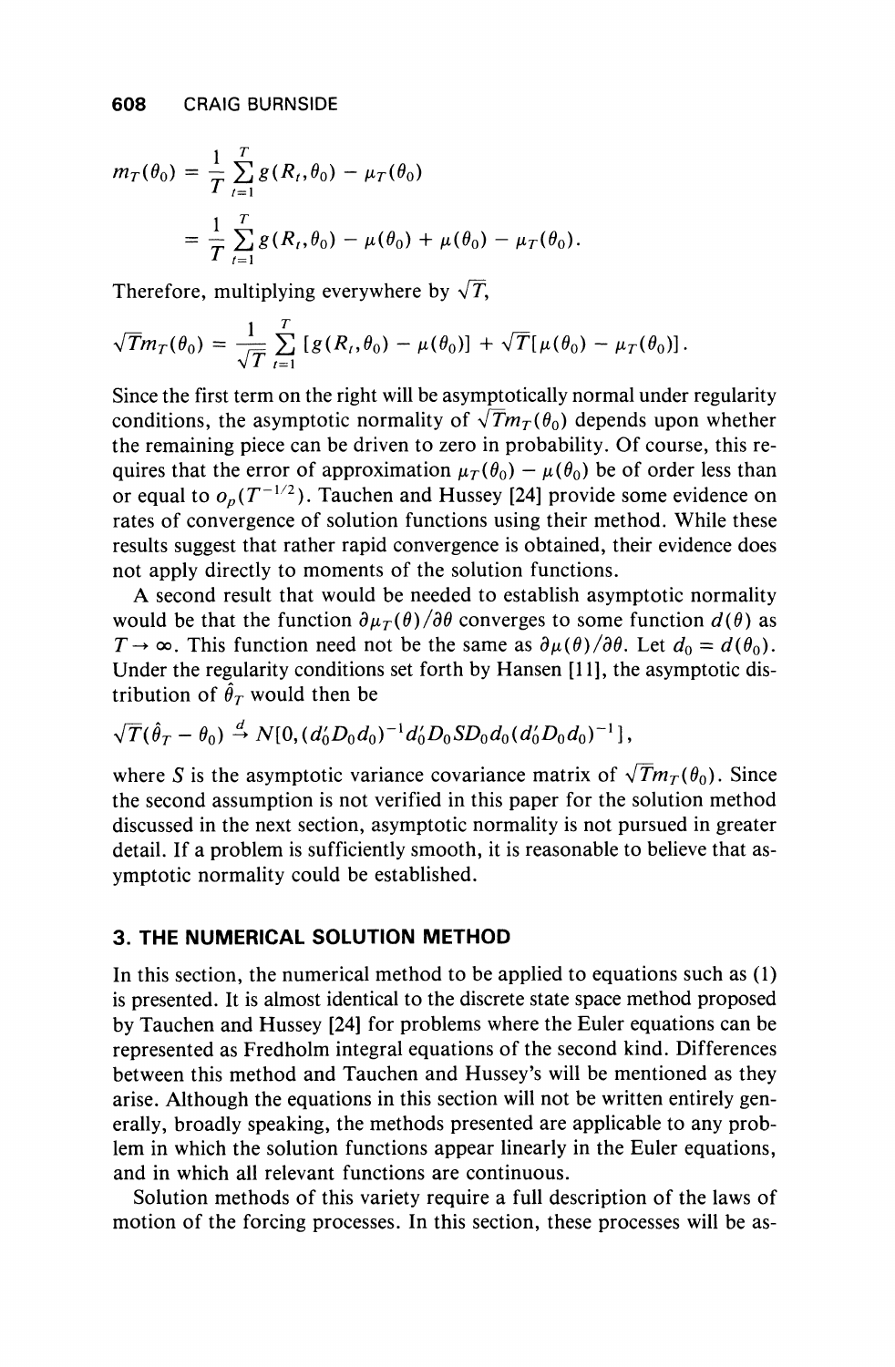$$m_T(\theta_0) = \frac{1}{T}\sum_{t=1}^{T} g(R_t, \theta_0) - \mu_T(\theta_0)$$

$$= \frac{1}{T}\sum_{t=1}^{T} g(R_t, \theta_0) - \mu(\theta_0) + \mu(\theta_0) - \mu_T(\theta_0).$$

Therefore, multiplying everywhere by $\sqrt{T}$,

$$\sqrt{T}m_T(\theta_0) = \frac{1}{\sqrt{T}}\sum_{t=1}^{T} [g(R_t, \theta_0) - \mu(\theta_0)] + \sqrt{T}[\mu(\theta_0) - \mu_T(\theta_0)].$$

Since the first term on the right will be asymptotically normal under regularity conditions, the asymptotic normality of $\sqrt{T}m_T(\theta_0)$ depends upon whether the remaining piece can be driven to zero in probability. Of course, this requires that the error of approximation $\mu_T(\theta_0) - \mu(\theta_0)$ be of order less than or equal to $o_p(T^{-1/2})$. Tauchen and Hussey [24] provide some evidence on rates of convergence of solution functions using their method. While these results suggest that rather rapid convergence is obtained, their evidence does not apply directly to moments of the solution functions.

A second result that would be needed to establish asymptotic normality would be that the function $\partial\mu_T(\theta)/\partial\theta$ converges to some function $d(\theta)$ as $T \to \infty$. This function need not be the same as $\partial\mu(\theta)/\partial\theta$. Let $d_0 = d(\theta_0)$. Under the regularity conditions set forth by Hansen [11], the asymptotic distribution of $\hat{\theta}_T$ would then be

$$\sqrt{T}(\hat{\theta}_T - \theta_0) \xrightarrow{d} N[0, (d_0'D_0d_0)^{-1}d_0'D_0SD_0d_0(d_0'D_0d_0)^{-1}],$$

where $S$ is the asymptotic variance covariance matrix of $\sqrt{T}m_T(\theta_0)$. Since the second assumption is not verified in this paper for the solution method discussed in the next section, asymptotic normality is not pursued in greater detail. If a problem is sufficiently smooth, it is reasonable to believe that asymptotic normality could be established.

## 3. THE NUMERICAL SOLUTION METHOD

In this section, the numerical method to be applied to equations such as (1) is presented. It is almost identical to the discrete state space method proposed by Tauchen and Hussey [24] for problems where the Euler equations can be represented as Fredholm integral equations of the second kind. Differences between this method and Tauchen and Hussey's will be mentioned as they arise. Although the equations in this section will not be written entirely generally, broadly speaking, the methods presented are applicable to any problem in which the solution functions appear linearly in the Euler equations, and in which all relevant functions are continuous.

Solution methods of this variety require a full description of the laws of motion of the forcing processes. In this section, these processes will be as-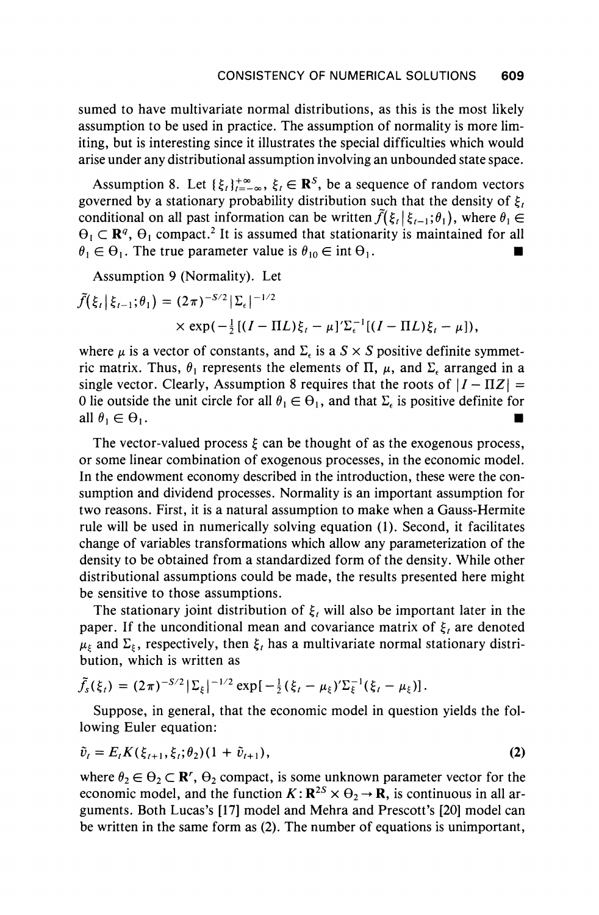sumed to have multivariate normal distributions, as this is the most likely assumption to be used in practice. The assumption of normality is more limiting, but is interesting since it illustrates the special difficulties which would arise under any distributional assumption involving an unbounded state space.

Assumption 8. Let $\{\xi_t\}_{t=-\infty}^{+\infty}$, $\xi_t \in \mathbf{R}^S$, be a sequence of random vectors governed by a stationary probability distribution such that the density of $\xi_t$ conditional on all past information can be written $\tilde{f}(\xi_t \mid \xi_{t-1};\theta_1)$, where $\theta_1 \in \Theta_1 \subset \mathbf{R}^q$, $\Theta_1$ compact.[2] It is assumed that stationarity is maintained for all $\theta_1 \in \Theta_1$. The true parameter value is $\theta_{10} \in \operatorname{int} \Theta_1$. ■

Assumption 9 (Normality). Let

$$\tilde{f}(\xi_t \mid \xi_{t-1};\theta_1) = (2\pi)^{-S/2} |\Sigma_\epsilon|^{-1/2} \times \exp(-\tfrac{1}{2}[(I - \Pi L)\xi_t - \mu]' \Sigma_\epsilon^{-1} [(I - \Pi L)\xi_t - \mu]),$$

where $\mu$ is a vector of constants, and $\Sigma_\epsilon$ is a $S \times S$ positive definite symmetric matrix. Thus, $\theta_1$ represents the elements of $\Pi$, $\mu$, and $\Sigma_\epsilon$ arranged in a single vector. Clearly, Assumption 8 requires that the roots of $|I - \Pi Z| = 0$ lie outside the unit circle for all $\theta_1 \in \Theta_1$, and that $\Sigma_\epsilon$ is positive definite for all $\theta_1 \in \Theta_1$. ■

The vector-valued process $\xi$ can be thought of as the exogenous process, or some linear combination of exogenous processes, in the economic model. In the endowment economy described in the introduction, these were the consumption and dividend processes. Normality is an important assumption for two reasons. First, it is a natural assumption to make when a Gauss-Hermite rule will be used in numerically solving equation (1). Second, it facilitates change of variables transformations which allow any parameterization of the density to be obtained from a standardized form of the density. While other distributional assumptions could be made, the results presented here might be sensitive to those assumptions.

The stationary joint distribution of $\xi_t$ will also be important later in the paper. If the unconditional mean and covariance matrix of $\xi_t$ are denoted $\mu_\xi$ and $\Sigma_\xi$, respectively, then $\xi_t$ has a multivariate normal stationary distribution, which is written as

$$\tilde{f}_s(\xi_t) = (2\pi)^{-S/2} |\Sigma_\xi|^{-1/2} \exp[-\tfrac{1}{2}(\xi_t - \mu_\xi)' \Sigma_\xi^{-1} (\xi_t - \mu_\xi)].$$

Suppose, in general, that the economic model in question yields the following Euler equation:

$$\tilde{v}_t = E_t K(\xi_{t+1}, \xi_t; \theta_2)(1 + \tilde{v}_{t+1}), \tag{2}$$

where $\theta_2 \in \Theta_2 \subset \mathbf{R}^r$, $\Theta_2$ compact, is some unknown parameter vector for the economic model, and the function $K: \mathbf{R}^{2S} \times \Theta_2 \to \mathbf{R}$, is continuous in all arguments. Both Lucas's [17] model and Mehra and Prescott's [20] model can be written in the same form as (2). The number of equations is unimportant,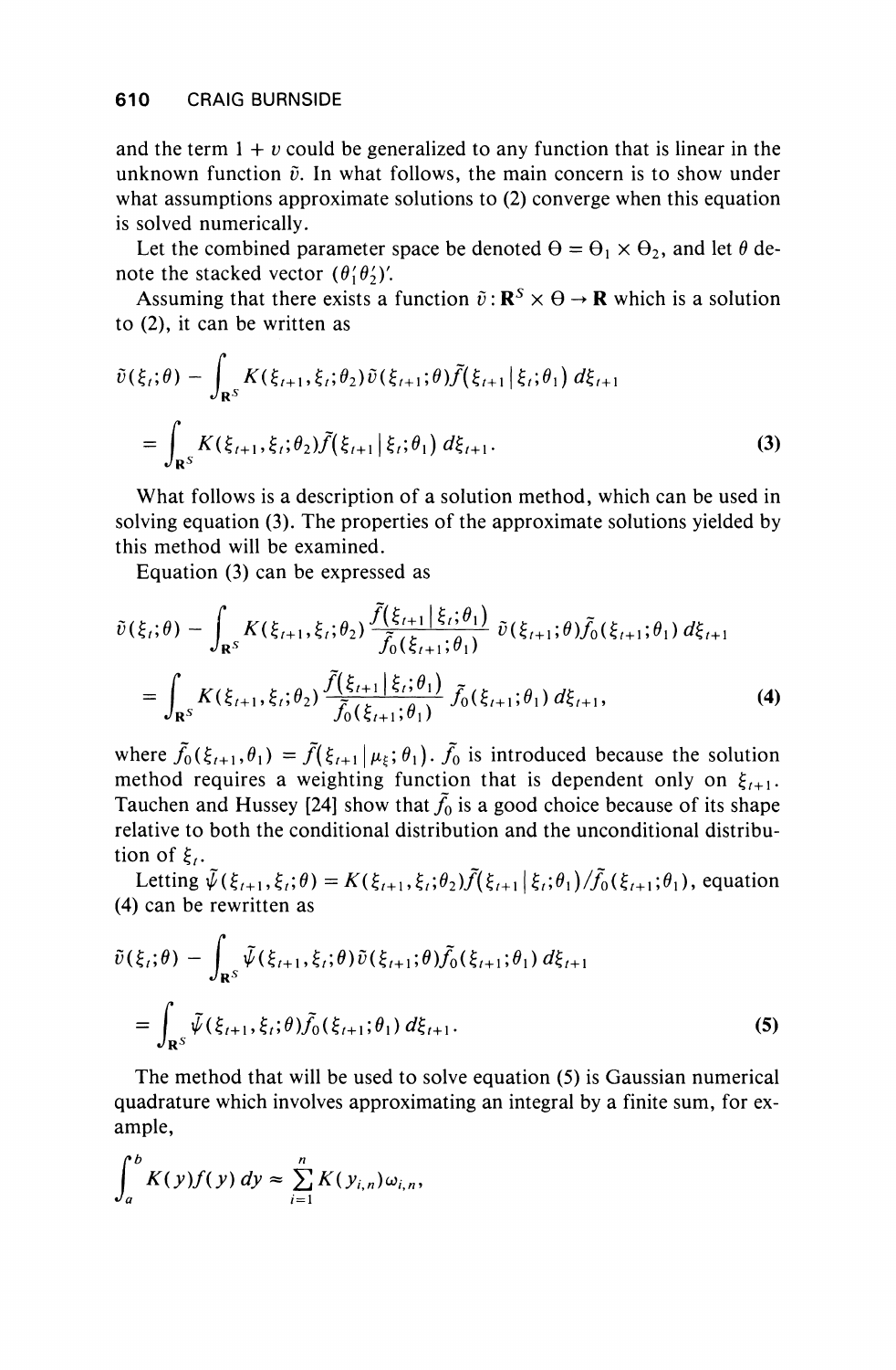and the term $1 + v$ could be generalized to any function that is linear in the unknown function $\tilde{v}$. In what follows, the main concern is to show under what assumptions approximate solutions to (2) converge when this equation is solved numerically.

Let the combined parameter space be denoted $\Theta = \Theta_1 \times \Theta_2$, and let $\theta$ denote the stacked vector $(\theta_1' \theta_2')'$.

Assuming that there exists a function $\tilde{v}: \mathbf{R}^S \times \Theta \rightarrow \mathbf{R}$ which is a solution to (2), it can be written as

$$\tilde{v}(\xi_t;\theta) - \int_{\mathbf{R}^S} K(\xi_{t+1},\xi_t;\theta_2)\tilde{v}(\xi_{t+1};\theta)\tilde{f}(\xi_{t+1}\,|\,\xi_t;\theta_1)\,d\xi_{t+1}$$
$$= \int_{\mathbf{R}^S} K(\xi_{t+1},\xi_t;\theta_2)\tilde{f}(\xi_{t+1}\,|\,\xi_t;\theta_1)\,d\xi_{t+1}. \tag{3}$$

What follows is a description of a solution method, which can be used in solving equation (3). The properties of the approximate solutions yielded by this method will be examined.

Equation (3) can be expressed as

$$\tilde{v}(\xi_t;\theta) - \int_{\mathbf{R}^S} K(\xi_{t+1},\xi_t;\theta_2)\frac{\tilde{f}(\xi_{t+1}\,|\,\xi_t;\theta_1)}{\tilde{f}_0(\xi_{t+1};\theta_1)}\,\tilde{v}(\xi_{t+1};\theta)\tilde{f}_0(\xi_{t+1};\theta_1)\,d\xi_{t+1}$$
$$= \int_{\mathbf{R}^S} K(\xi_{t+1},\xi_t;\theta_2)\frac{\tilde{f}(\xi_{t+1}\,|\,\xi_t;\theta_1)}{\tilde{f}_0(\xi_{t+1};\theta_1)}\,\tilde{f}_0(\xi_{t+1};\theta_1)\,d\xi_{t+1}, \tag{4}$$

where $\tilde{f}_0(\xi_{t+1},\theta_1) = \tilde{f}(\xi_{t+1}\,|\,\mu_\xi;\theta_1)$. $\tilde{f}_0$ is introduced because the solution method requires a weighting function that is dependent only on $\xi_{t+1}$. Tauchen and Hussey [24] show that $\tilde{f}_0$ is a good choice because of its shape relative to both the conditional distribution and the unconditional distribution of $\xi_t$.

Letting $\tilde{\psi}(\xi_{t+1},\xi_t;\theta) = K(\xi_{t+1},\xi_t;\theta_2)\tilde{f}(\xi_{t+1}\,|\,\xi_t;\theta_1)/\tilde{f}_0(\xi_{t+1};\theta_1)$, equation (4) can be rewritten as

$$\tilde{v}(\xi_t;\theta) - \int_{\mathbf{R}^S} \tilde{\psi}(\xi_{t+1},\xi_t;\theta)\tilde{v}(\xi_{t+1};\theta)\tilde{f}_0(\xi_{t+1};\theta_1)\,d\xi_{t+1}$$
$$= \int_{\mathbf{R}^S} \tilde{\psi}(\xi_{t+1},\xi_t;\theta)\tilde{f}_0(\xi_{t+1};\theta_1)\,d\xi_{t+1}. \tag{5}$$

The method that will be used to solve equation (5) is Gaussian numerical quadrature which involves approximating an integral by a finite sum, for example,

$$\int_a^b K(y)f(y)\,dy \approx \sum_{i=1}^{n} K(y_{i,n})\omega_{i,n},$$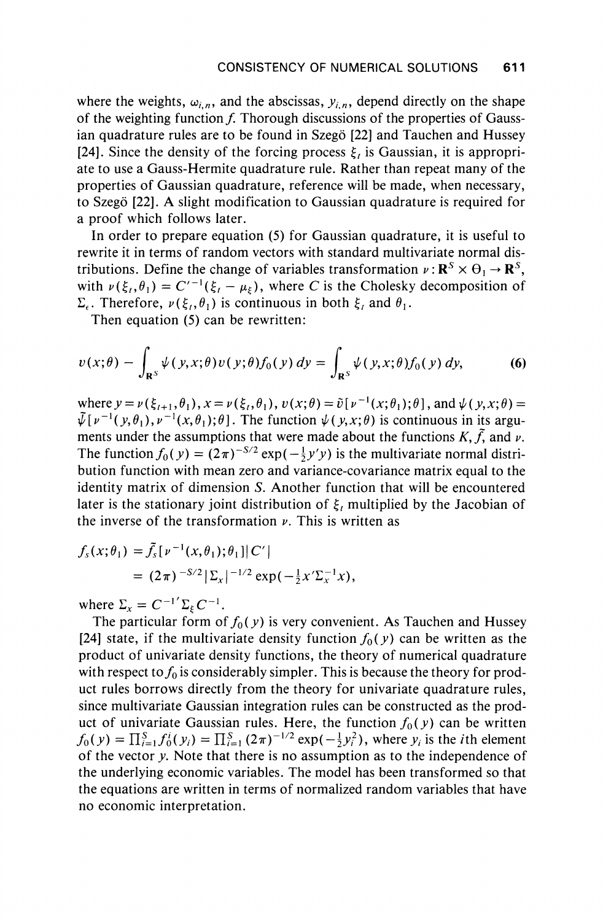where the weights, $\omega_{i,n}$, and the abscissas, $y_{i,n}$, depend directly on the shape of the weighting function $f$. Thorough discussions of the properties of Gaussian quadrature rules are to be found in Szegö [22] and Tauchen and Hussey [24]. Since the density of the forcing process $\xi_t$ is Gaussian, it is appropriate to use a Gauss-Hermite quadrature rule. Rather than repeat many of the properties of Gaussian quadrature, reference will be made, when necessary, to Szegö [22]. A slight modification to Gaussian quadrature is required for a proof which follows later.

In order to prepare equation (5) for Gaussian quadrature, it is useful to rewrite it in terms of random vectors with standard multivariate normal distributions. Define the change of variables transformation $\nu : \mathbf{R}^S \times \Theta_1 \to \mathbf{R}^S$, with $\nu(\xi_t, \theta_1) = C'^{-1}(\xi_t - \mu_\xi)$, where $C$ is the Cholesky decomposition of $\Sigma_\epsilon$. Therefore, $\nu(\xi_t, \theta_1)$ is continuous in both $\xi_t$ and $\theta_1$.

Then equation (5) can be rewritten:

$$v(x;\theta) - \int_{\mathbf{R}^S} \psi(y,x;\theta) v(y;\theta) f_0(y)\, dy = \int_{\mathbf{R}^S} \psi(y,x;\theta) f_0(y)\, dy, \tag{6}$$

where $y = \nu(\xi_{t+1}, \theta_1)$, $x = \nu(\xi_t, \theta_1)$, $v(x;\theta) = \tilde{v}[\nu^{-1}(x;\theta_1);\theta]$, and $\psi(y,x;\theta) = \tilde{\psi}[\nu^{-1}(y,\theta_1), \nu^{-1}(x,\theta_1);\theta]$. The function $\psi(y,x;\theta)$ is continuous in its arguments under the assumptions that were made about the functions $K$, $\tilde{f}$, and $\nu$. The function $f_0(y) = (2\pi)^{-S/2} \exp(-\frac{1}{2} y'y)$ is the multivariate normal distribution function with mean zero and variance-covariance matrix equal to the identity matrix of dimension $S$. Another function that will be encountered later is the stationary joint distribution of $\xi_t$ multiplied by the Jacobian of the inverse of the transformation $\nu$. This is written as

$$\begin{aligned} f_s(x;\theta_1) &= \tilde{f}_s[\nu^{-1}(x,\theta_1);\theta_1] |C'| \\ &= (2\pi)^{-S/2} |\Sigma_x|^{-1/2} \exp(-\tfrac{1}{2} x' \Sigma_x^{-1} x), \end{aligned}$$

where $\Sigma_x = C^{-1'} \Sigma_\xi C^{-1}$.

The particular form of $f_0(y)$ is very convenient. As Tauchen and Hussey [24] state, if the multivariate density function $f_0(y)$ can be written as the product of univariate density functions, the theory of numerical quadrature with respect to $f_0$ is considerably simpler. This is because the theory for product rules borrows directly from the theory for univariate quadrature rules, since multivariate Gaussian integration rules can be constructed as the product of univariate Gaussian rules. Here, the function $f_0(y)$ can be written $f_0(y) = \prod_{i=1}^{S} f_0^i(y_i) = \prod_{i=1}^{S} (2\pi)^{-1/2} \exp(-\frac{1}{2} y_i^2)$, where $y_i$ is the $i$th element of the vector $y$. Note that there is no assumption as to the independence of the underlying economic variables. The model has been transformed so that the equations are written in terms of normalized random variables that have no economic interpretation.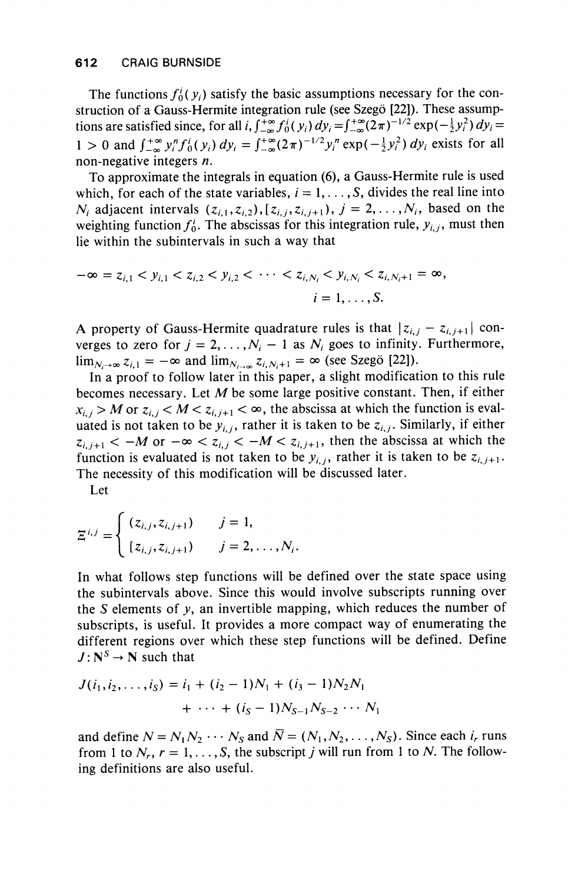The functions $f_0^i(y_i)$ satisfy the basic assumptions necessary for the construction of a Gauss-Hermite integration rule (see Szegö [22]). These assumptions are satisfied since, for all $i$, $\int_{-\infty}^{+\infty} f_0^i(y_i)\,dy_i = \int_{-\infty}^{+\infty}(2\pi)^{-1/2}\exp(-\frac{1}{2}y_i^2)\,dy_i = 1 > 0$ and $\int_{-\infty}^{+\infty} y_i^n f_0^i(y_i)\,dy_i = \int_{-\infty}^{+\infty}(2\pi)^{-1/2} y_i^n \exp(-\frac{1}{2}y_i^2)\,dy_i$ exists for all non-negative integers $n$.

To approximate the integrals in equation (6), a Gauss-Hermite rule is used which, for each of the state variables, $i = 1, \ldots, S$, divides the real line into $N_i$ adjacent intervals $(z_{i,1}, z_{i,2}), [z_{i,j}, z_{i,j+1})$, $j = 2, \ldots, N_i$, based on the weighting function $f_0^i$. The abscissas for this integration rule, $y_{i,j}$, must then lie within the subintervals in such a way that

$$-\infty = z_{i,1} < y_{i,1} < z_{i,2} < y_{i,2} < \cdots < z_{i,N_i} < y_{i,N_i} < z_{i,N_i+1} = \infty, \qquad i = 1, \ldots, S.$$

A property of Gauss-Hermite quadrature rules is that $|z_{i,j} - z_{i,j+1}|$ converges to zero for $j = 2, \ldots, N_i - 1$ as $N_i$ goes to infinity. Furthermore, $\lim_{N_i \to \infty} z_{i,1} = -\infty$ and $\lim_{N_i \to \infty} z_{i,N_i+1} = \infty$ (see Szegö [22]).

In a proof to follow later in this paper, a slight modification to this rule becomes necessary. Let $M$ be some large positive constant. Then, if either $x_{i,j} > M$ or $z_{i,j} < M < z_{i,j+1} < \infty$, the abscissa at which the function is evaluated is not taken to be $y_{i,j}$, rather it is taken to be $z_{i,j}$. Similarly, if either $z_{i,j+1} < -M$ or $-\infty < z_{i,j} < -M < z_{i,j+1}$, then the abscissa at which the function is evaluated is not taken to be $y_{i,j}$, rather it is taken to be $z_{i,j+1}$. The necessity of this modification will be discussed later.

Let

$$\Xi^{i,j} = \begin{cases} (z_{i,j}, z_{i,j+1}) & j = 1, \\ [z_{i,j}, z_{i,j+1}) & j = 2, \ldots, N_i. \end{cases}$$

In what follows step functions will be defined over the state space using the subintervals above. Since this would involve subscripts running over the $S$ elements of $y$, an invertible mapping, which reduces the number of subscripts, is useful. It provides a more compact way of enumerating the different regions over which these step functions will be defined. Define $J : \mathbf{N}^S \to \mathbf{N}$ such that

$$J(i_1, i_2, \ldots, i_S) = i_1 + (i_2 - 1)N_1 + (i_3 - 1)N_2 N_1 + \cdots + (i_S - 1)N_{S-1}N_{S-2}\cdots N_1$$

and define $N = N_1 N_2 \cdots N_S$ and $\bar{N} = (N_1, N_2, \ldots, N_S)$. Since each $i_r$ runs from 1 to $N_r$, $r = 1, \ldots, S$, the subscript $j$ will run from 1 to $N$. The following definitions are also useful.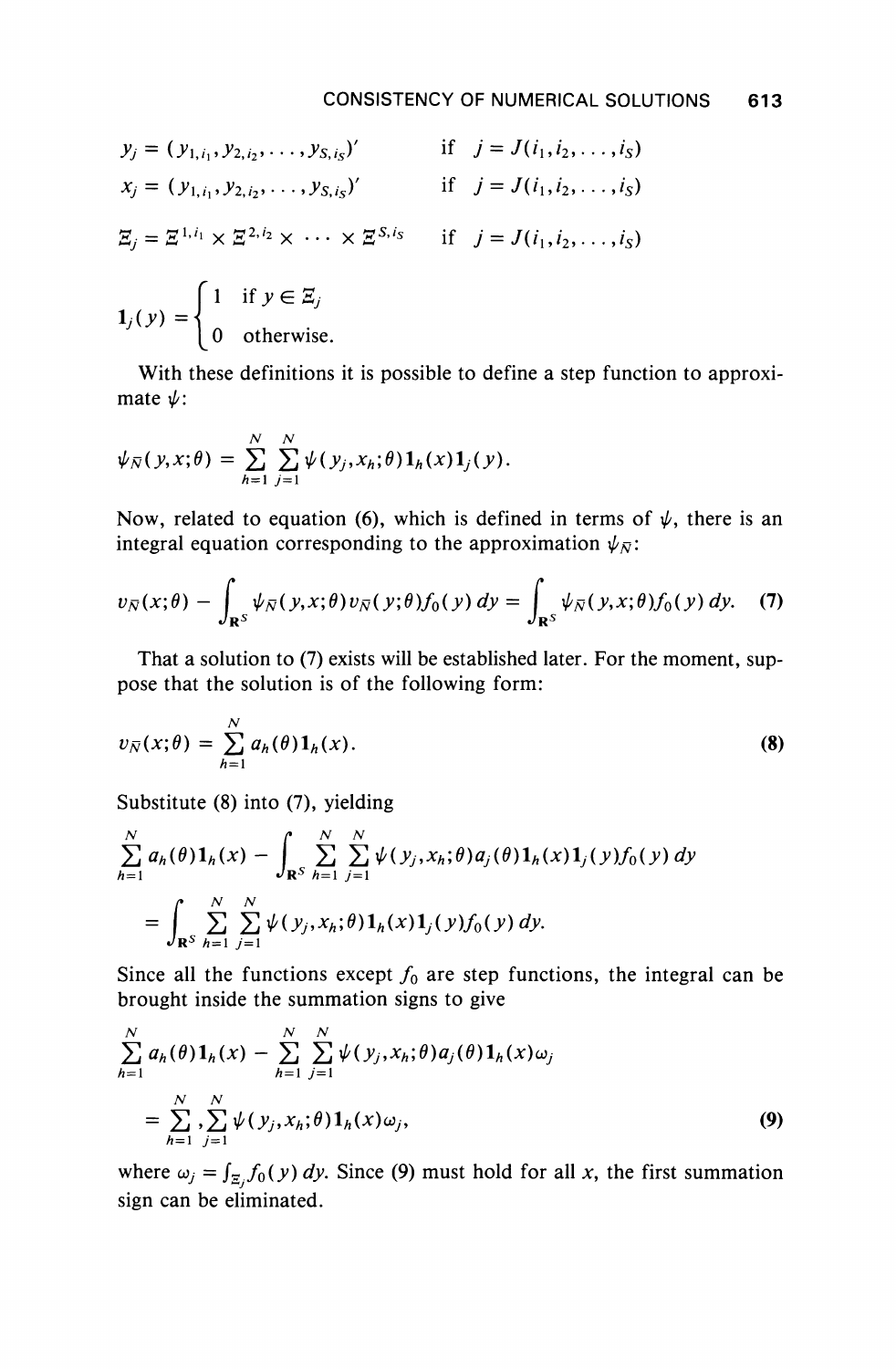$$y_j = (y_{1,i_1}, y_{2,i_2}, \ldots, y_{S,i_S})' \qquad \text{if } j = J(i_1, i_2, \ldots, i_S)$$

$$x_j = (y_{1,i_1}, y_{2,i_2}, \ldots, y_{S,i_S})' \qquad \text{if } j = J(i_1, i_2, \ldots, i_S)$$

$$\Xi_j = \Xi^{1,i_1} \times \Xi^{2,i_2} \times \cdots \times \Xi^{S,i_S} \qquad \text{if } j = J(i_1, i_2, \ldots, i_S)$$

$$\mathbf{1}_j(y) = \begin{cases} 1 & \text{if } y \in \Xi_j \\ 0 & \text{otherwise.} \end{cases}$$

With these definitions it is possible to define a step function to approximate $\psi$:

$$\psi_{\bar{N}}(y,x;\theta) = \sum_{h=1}^{N} \sum_{j=1}^{N} \psi(y_j, x_h; \theta) \mathbf{1}_h(x) \mathbf{1}_j(y).$$

Now, related to equation (6), which is defined in terms of $\psi$, there is an integral equation corresponding to the approximation $\psi_{\bar{N}}$:

$$v_{\bar{N}}(x;\theta) - \int_{\mathbf{R}^S} \psi_{\bar{N}}(y,x;\theta) v_{\bar{N}}(y;\theta) f_0(y)\, dy = \int_{\mathbf{R}^S} \psi_{\bar{N}}(y,x;\theta) f_0(y)\, dy. \quad (7)$$

That a solution to (7) exists will be established later. For the moment, suppose that the solution is of the following form:

$$v_{\bar{N}}(x;\theta) = \sum_{h=1}^{N} a_h(\theta) \mathbf{1}_h(x). \quad (8)$$

Substitute (8) into (7), yielding

$$\sum_{h=1}^{N} a_h(\theta) \mathbf{1}_h(x) - \int_{\mathbf{R}^S} \sum_{h=1}^{N} \sum_{j=1}^{N} \psi(y_j, x_h; \theta) a_j(\theta) \mathbf{1}_h(x) \mathbf{1}_j(y) f_0(y)\, dy$$

$$= \int_{\mathbf{R}^S} \sum_{h=1}^{N} \sum_{j=1}^{N} \psi(y_j, x_h; \theta) \mathbf{1}_h(x) \mathbf{1}_j(y) f_0(y)\, dy.$$

Since all the functions except $f_0$ are step functions, the integral can be brought inside the summation signs to give

$$\sum_{h=1}^{N} a_h(\theta) \mathbf{1}_h(x) - \sum_{h=1}^{N} \sum_{j=1}^{N} \psi(y_j, x_h; \theta) a_j(\theta) \mathbf{1}_h(x) \omega_j$$

$$= \sum_{h=1}^{N} \sum_{j=1}^{N} \psi(y_j, x_h; \theta) \mathbf{1}_h(x) \omega_j, \quad (9)$$

where $\omega_j = \int_{\Xi_j} f_0(y)\, dy$. Since (9) must hold for all $x$, the first summation sign can be eliminated.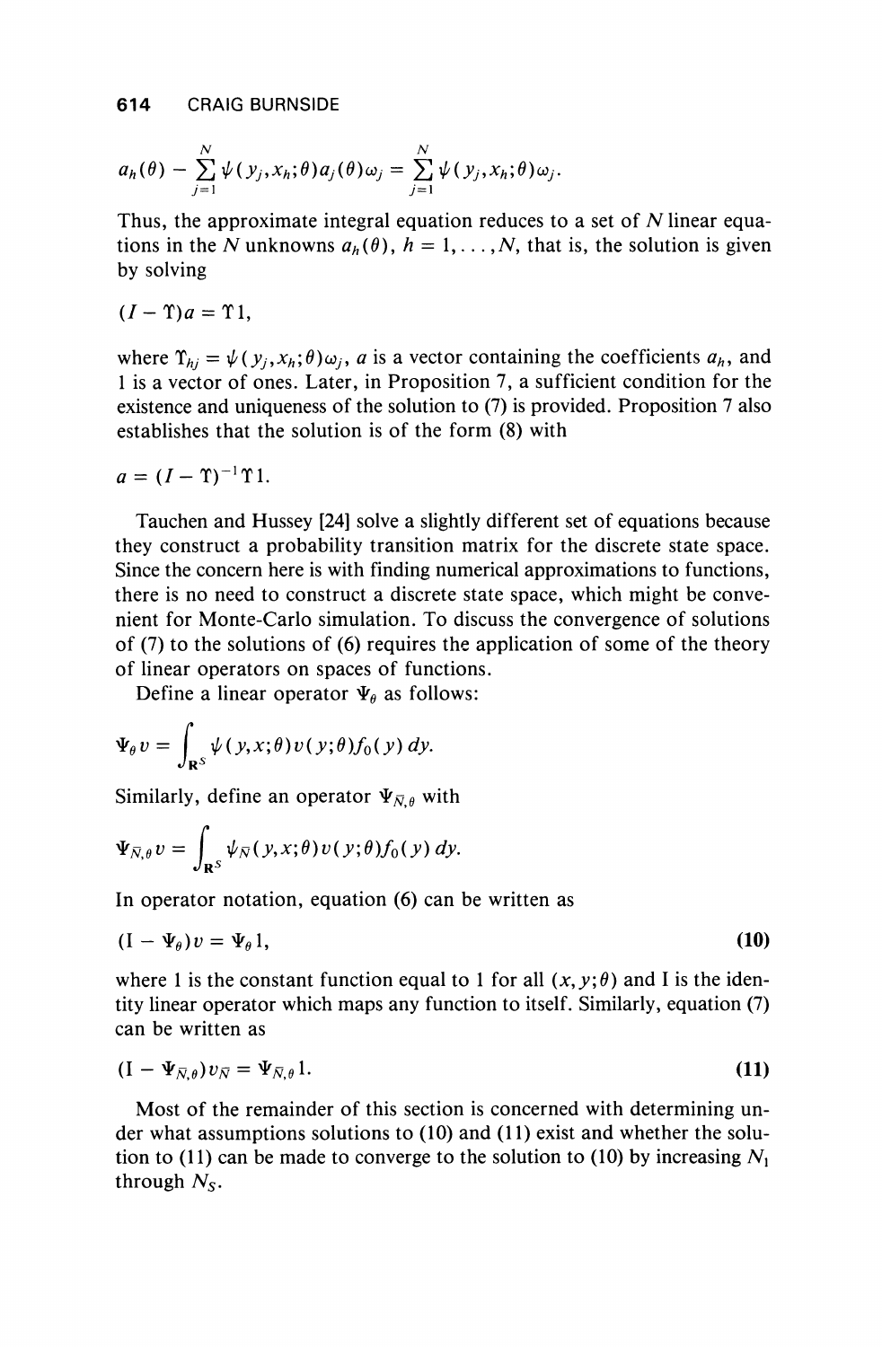$$a_h(\theta) - \sum_{j=1}^{N} \psi(y_j, x_h; \theta) a_j(\theta) \omega_j = \sum_{j=1}^{N} \psi(y_j, x_h; \theta) \omega_j.$$

Thus, the approximate integral equation reduces to a set of $N$ linear equations in the $N$ unknowns $a_h(\theta)$, $h = 1, \ldots, N$, that is, the solution is given by solving

$$(I - \Upsilon)a = \Upsilon 1,$$

where $\Upsilon_{hj} = \psi(y_j, x_h; \theta)\omega_j$, $a$ is a vector containing the coefficients $a_h$, and 1 is a vector of ones. Later, in Proposition 7, a sufficient condition for the existence and uniqueness of the solution to (7) is provided. Proposition 7 also establishes that the solution is of the form (8) with

$$a = (I - \Upsilon)^{-1} \Upsilon 1.$$

Tauchen and Hussey [24] solve a slightly different set of equations because they construct a probability transition matrix for the discrete state space. Since the concern here is with finding numerical approximations to functions, there is no need to construct a discrete state space, which might be convenient for Monte-Carlo simulation. To discuss the convergence of solutions of (7) to the solutions of (6) requires the application of some of the theory of linear operators on spaces of functions.

Define a linear operator $\Psi_\theta$ as follows:

$$\Psi_\theta v = \int_{\mathbf{R}^S} \psi(y, x; \theta) v(y; \theta) f_0(y)\, dy.$$

Similarly, define an operator $\Psi_{\bar{N},\theta}$ with

$$\Psi_{\bar{N},\theta} v = \int_{\mathbf{R}^S} \psi_{\bar{N}}(y, x; \theta) v(y; \theta) f_0(y)\, dy.$$

In operator notation, equation (6) can be written as

$$(\mathrm{I} - \Psi_\theta) v = \Psi_\theta 1, \tag{10}$$

where 1 is the constant function equal to 1 for all $(x, y; \theta)$ and I is the identity linear operator which maps any function to itself. Similarly, equation (7) can be written as

$$(\mathrm{I} - \Psi_{\bar{N},\theta}) v_{\bar{N}} = \Psi_{\bar{N},\theta} 1. \tag{11}$$

Most of the remainder of this section is concerned with determining under what assumptions solutions to (10) and (11) exist and whether the solution to (11) can be made to converge to the solution to (10) by increasing $N_1$ through $N_S$.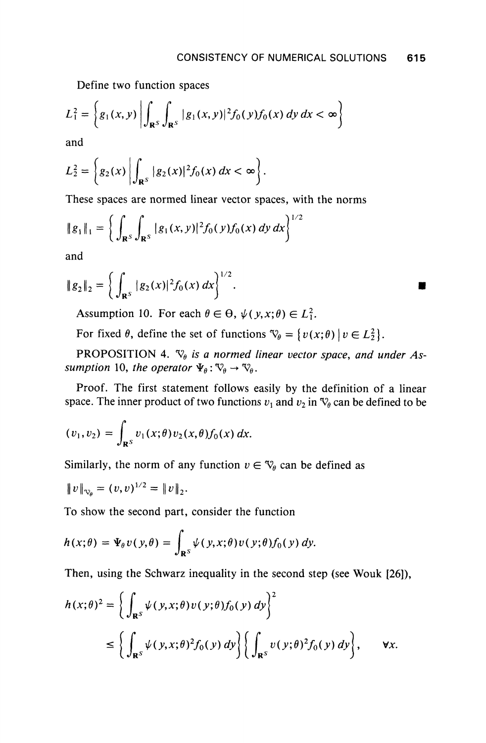Define two function spaces

$$L_1^2 = \left\{ g_1(x,y) \,\middle|\, \int_{\mathbf{R}^S} \int_{\mathbf{R}^S} |g_1(x,y)|^2 f_0(y) f_0(x)\, dy\, dx < \infty \right\}$$

and

$$L_2^2 = \left\{ g_2(x) \,\middle|\, \int_{\mathbf{R}^S} |g_2(x)|^2 f_0(x)\, dx < \infty \right\}.$$

These spaces are normed linear vector spaces, with the norms

$$\|g_1\|_1 = \left\{ \int_{\mathbf{R}^S} \int_{\mathbf{R}^S} |g_1(x,y)|^2 f_0(y) f_0(x)\, dy\, dx \right\}^{1/2}$$

and

$$\|g_2\|_2 = \left\{ \int_{\mathbf{R}^S} |g_2(x)|^2 f_0(x)\, dx \right\}^{1/2}. \qquad \blacksquare$$

Assumption 10. For each $\theta \in \Theta$, $\psi(y,x;\theta) \in L_1^2$.

For fixed $\theta$, define the set of functions $\mathcal{V}_\theta = \{ v(x;\theta) \mid v \in L_2^2 \}$.

PROPOSITION 4. *$\mathcal{V}_\theta$ is a normed linear vector space, and under Assumption* 10, *the operator $\Psi_\theta : \mathcal{V}_\theta \to \mathcal{V}_\theta$.*

Proof. The first statement follows easily by the definition of a linear space. The inner product of two functions $v_1$ and $v_2$ in $\mathcal{V}_\theta$ can be defined to be

$$(v_1, v_2) = \int_{\mathbf{R}^S} v_1(x;\theta) v_2(x,\theta) f_0(x)\, dx.$$

Similarly, the norm of any function $v \in \mathcal{V}_\theta$ can be defined as

$$\|v\|_{\mathcal{V}_\theta} = (v,v)^{1/2} = \|v\|_2.$$

To show the second part, consider the function

$$h(x;\theta) = \Psi_\theta v(y,\theta) = \int_{\mathbf{R}^S} \psi(y,x;\theta) v(y;\theta) f_0(y)\, dy.$$

Then, using the Schwarz inequality in the second step (see Wouk [26]),

$$\begin{aligned} h(x;\theta)^2 &= \left\{ \int_{\mathbf{R}^S} \psi(y,x;\theta) v(y;\theta) f_0(y)\, dy \right\}^2 \\ &\le \left\{ \int_{\mathbf{R}^S} \psi(y,x;\theta)^2 f_0(y)\, dy \right\} \left\{ \int_{\mathbf{R}^S} v(y;\theta)^2 f_0(y)\, dy \right\}, \qquad \forall x. \end{aligned}$$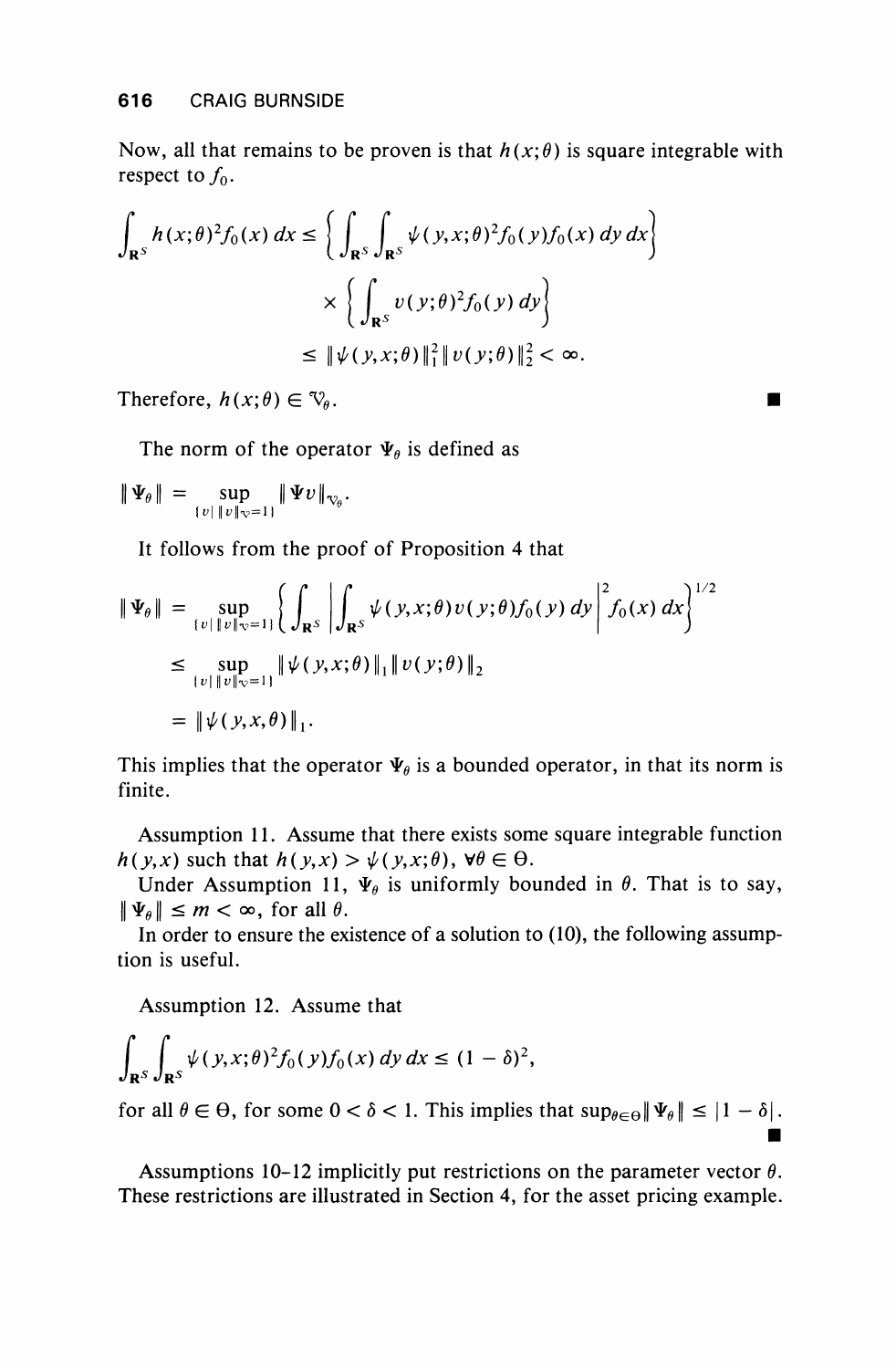Now, all that remains to be proven is that $h(x;\theta)$ is square integrable with respect to $f_0$.

$$
\begin{aligned}
\int_{\mathbf{R}^S} h(x;\theta)^2 f_0(x)\,dx &\leq \left\{ \int_{\mathbf{R}^S} \int_{\mathbf{R}^S} \psi(y,x;\theta)^2 f_0(y) f_0(x)\,dy\,dx \right\} \\
&\quad \times \left\{ \int_{\mathbf{R}^S} v(y;\theta)^2 f_0(y)\,dy \right\} \\
&\leq \|\psi(y,x;\theta)\|_1^2 \|v(y;\theta)\|_2^2 < \infty.
\end{aligned}
$$

Therefore, $h(x;\theta) \in \mathcal{V}_\theta$. ■

The norm of the operator $\Psi_\theta$ is defined as

$$
\|\Psi_\theta\| = \sup_{\{v \mid \|v\|_{\mathcal{V}}=1\}} \|\Psi v\|_{\mathcal{V}_\theta}.
$$

It follows from the proof of Proposition 4 that

$$
\begin{aligned}
\|\Psi_\theta\| &= \sup_{\{v \mid \|v\|_{\mathcal{V}}=1\}} \left\{ \int_{\mathbf{R}^S} \left| \int_{\mathbf{R}^S} \psi(y,x;\theta) v(y;\theta) f_0(y)\,dy \right|^2 f_0(x)\,dx \right\}^{1/2} \\
&\leq \sup_{\{v \mid \|v\|_{\mathcal{V}}=1\}} \|\psi(y,x;\theta)\|_1 \|v(y;\theta)\|_2 \\
&= \|\psi(y,x,\theta)\|_1.
\end{aligned}
$$

This implies that the operator $\Psi_\theta$ is a bounded operator, in that its norm is finite.

Assumption 11. Assume that there exists some square integrable function $h(y,x)$ such that $h(y,x) > \psi(y,x;\theta)$, $\forall \theta \in \Theta$.

Under Assumption 11, $\Psi_\theta$ is uniformly bounded in $\theta$. That is to say, $\|\Psi_\theta\| \leq m < \infty$, for all $\theta$.

In order to ensure the existence of a solution to (10), the following assumption is useful.

Assumption 12. Assume that

$$
\int_{\mathbf{R}^S} \int_{\mathbf{R}^S} \psi(y,x;\theta)^2 f_0(y) f_0(x)\,dy\,dx \leq (1-\delta)^2,
$$

for all $\theta \in \Theta$, for some $0 < \delta < 1$. This implies that $\sup_{\theta \in \Theta} \|\Psi_\theta\| \leq |1-\delta|$. ■

Assumptions 10–12 implicitly put restrictions on the parameter vector $\theta$. These restrictions are illustrated in Section 4, for the asset pricing example.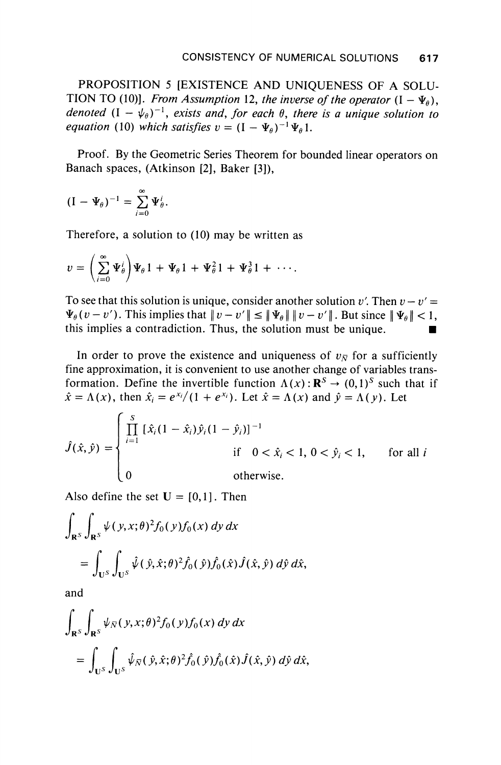PROPOSITION 5 [EXISTENCE AND UNIQUENESS OF A SOLUTION TO (10)]. *From Assumption* 12, *the inverse of the operator* $(\mathrm{I} - \Psi_\theta)$, *denoted* $(\mathrm{I} - \psi_\theta)^{-1}$, *exists and, for each* $\theta$, *there is a unique solution to equation* (10) *which satisfies* $v = (\mathrm{I} - \Psi_\theta)^{-1}\Psi_\theta 1$.

Proof. By the Geometric Series Theorem for bounded linear operators on Banach spaces, (Atkinson [2], Baker [3]),

$$(\mathrm{I} - \Psi_\theta)^{-1} = \sum_{i=0}^{\infty} \Psi_\theta^i.$$

Therefore, a solution to (10) may be written as

$$v = \left(\sum_{i=0}^{\infty} \Psi_\theta^i\right)\Psi_\theta 1 + \Psi_\theta 1 + \Psi_\theta^2 1 + \Psi_\theta^3 1 + \cdots.$$

To see that this solution is unique, consider another solution $v'$. Then $v - v' = \Psi_\theta(v - v')$. This implies that $\| v - v' \| \leq \| \Psi_\theta \| \, \| v - v' \|$. But since $\| \Psi_\theta \| < 1$, this implies a contradiction. Thus, the solution must be unique. ∎

In order to prove the existence and uniqueness of $v_{\bar{N}}$ for a sufficiently fine approximation, it is convenient to use another change of variables transformation. Define the invertible function $\Lambda(x) : \mathbf{R}^S \to (0,1)^S$ such that if $\hat{x} = \Lambda(x)$, then $\hat{x}_i = e^{x_i}/(1 + e^{x_i})$. Let $\hat{x} = \Lambda(x)$ and $\hat{y} = \Lambda(y)$. Let

$$\hat{J}(\hat{x}, \hat{y}) = \begin{cases} \prod_{i=1}^{S} [\hat{x}_i(1 - \hat{x}_i)\hat{y}_i(1 - \hat{y}_i)]^{-1} & \text{if } \; 0 < \hat{x}_i < 1, \; 0 < \hat{y}_i < 1, \quad \text{for all } i \\ 0 & \text{otherwise.} \end{cases}$$

Also define the set $\mathbf{U} = [0,1]$. Then

$$\int_{\mathbf{R}^S}\int_{\mathbf{R}^S} \psi(y, x; \theta)^2 f_0(y) f_0(x) \, dy \, dx$$
$$= \int_{\mathbf{U}^S}\int_{\mathbf{U}^S} \hat{\psi}(\hat{y}, \hat{x}; \theta)^2 \hat{f}_0(\hat{y}) \hat{f}_0(\hat{x}) \hat{J}(\hat{x}, \hat{y}) \, d\hat{y} \, d\hat{x},$$

and

$$\int_{\mathbf{R}^S}\int_{\mathbf{R}^S} \psi_{\bar{N}}(y, x; \theta)^2 f_0(y) f_0(x) \, dy \, dx$$
$$= \int_{\mathbf{U}^S}\int_{\mathbf{U}^S} \hat{\psi}_{\bar{N}}(\hat{y}, \hat{x}; \theta)^2 \hat{f}_0(\hat{y}) \hat{f}_0(\hat{x}) \hat{J}(\hat{x}, \hat{y}) \, d\hat{y} \, d\hat{x},$$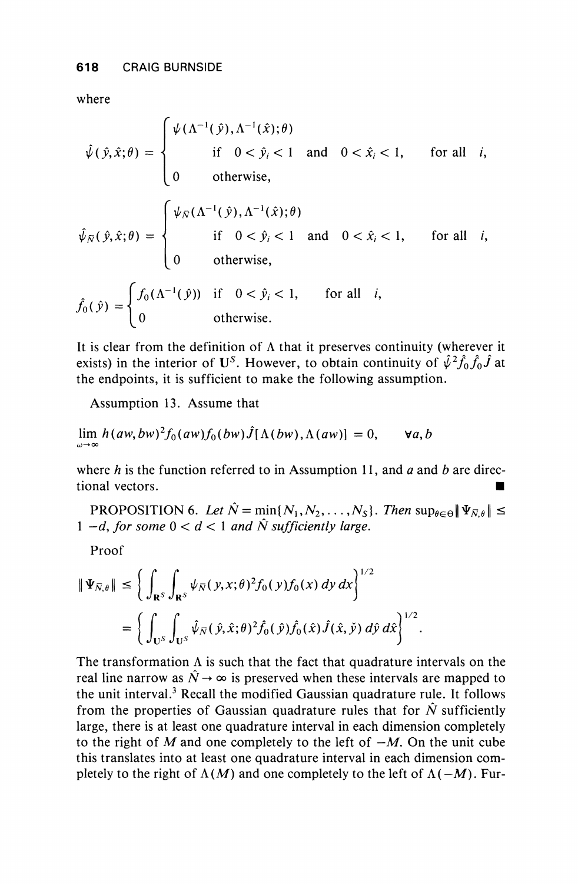where

$$
\hat{\psi}(\hat{y},\hat{x};\theta) = \begin{cases} \psi(\Lambda^{-1}(\hat{y}), \Lambda^{-1}(\hat{x});\theta) \\ \qquad \text{if} \quad 0 < \hat{y}_i < 1 \quad \text{and} \quad 0 < \hat{x}_i < 1, \qquad \text{for all} \quad i, \\ 0 \qquad \text{otherwise,} \end{cases}
$$

$$
\hat{\psi}_{\bar{N}}(\hat{y},\hat{x};\theta) = \begin{cases} \psi_{\bar{N}}(\Lambda^{-1}(\hat{y}), \Lambda^{-1}(\hat{x});\theta) \\ \qquad \text{if} \quad 0 < \hat{y}_i < 1 \quad \text{and} \quad 0 < \hat{x}_i < 1, \qquad \text{for all} \quad i, \\ 0 \qquad \text{otherwise,} \end{cases}
$$

$$
\hat{f}_0(\hat{y}) = \begin{cases} f_0(\Lambda^{-1}(\hat{y})) & \text{if} \quad 0 < \hat{y}_i < 1, \qquad \text{for all} \quad i, \\ 0 & \text{otherwise.} \end{cases}
$$

It is clear from the definition of $\Lambda$ that it preserves continuity (wherever it exists) in the interior of $\mathbf{U}^S$. However, to obtain continuity of $\hat{\psi}^2\hat{f}_0\hat{f}_0\hat{J}$ at the endpoints, it is sufficient to make the following assumption.

Assumption 13. Assume that

$$
\lim_{\omega\to\infty} h(aw,bw)^2 f_0(aw) f_0(bw) \hat{J}[\Lambda(bw), \Lambda(aw)] = 0, \qquad \forall a,b
$$

where $h$ is the function referred to in Assumption 11, and $a$ and $b$ are directional vectors. ∎

PROPOSITION 6. *Let* $\hat{N} = \min\{N_1, N_2, \ldots, N_S\}$. *Then* $\sup_{\theta\in\Theta}\|\Psi_{\bar{N},\theta}\| \leq 1 - d$, *for some* $0 < d < 1$ *and* $\hat{N}$ *sufficiently large.*

Proof

$$
\begin{aligned}
\|\Psi_{\bar{N},\theta}\| &\leq \left\{\int_{\mathbf{R}^S}\int_{\mathbf{R}^S} \psi_{\bar{N}}(y,x;\theta)^2 f_0(y) f_0(x)\, dy\, dx\right\}^{1/2} \\
&= \left\{\int_{\mathbf{U}^S}\int_{\mathbf{U}^S} \hat{\psi}_{\bar{N}}(\hat{y},\hat{x};\theta)^2 \hat{f}_0(\hat{y}) \hat{f}_0(\hat{x}) \hat{J}(\hat{x},\hat{y})\, d\hat{y}\, d\hat{x}\right\}^{1/2}.
\end{aligned}
$$

The transformation $\Lambda$ is such that the fact that quadrature intervals on the real line narrow as $\hat{N} \to \infty$ is preserved when these intervals are mapped to the unit interval.[3] Recall the modified Gaussian quadrature rule. It follows from the properties of Gaussian quadrature rules that for $\hat{N}$ sufficiently large, there is at least one quadrature interval in each dimension completely to the right of $M$ and one completely to the left of $-M$. On the unit cube this translates into at least one quadrature interval in each dimension completely to the right of $\Lambda(M)$ and one completely to the left of $\Lambda(-M)$. Fur-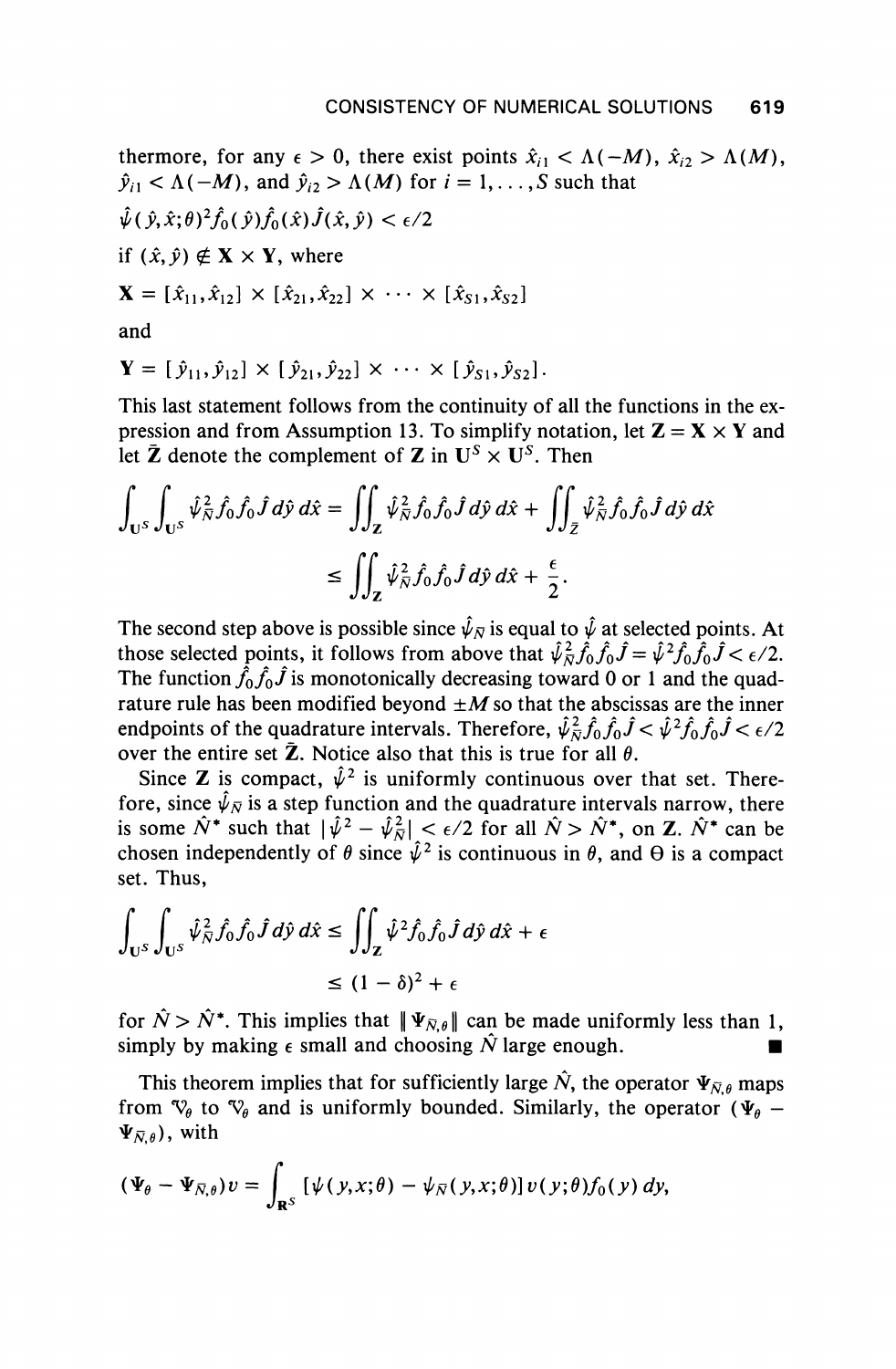thermore, for any $\epsilon > 0$, there exist points $\hat{x}_{i1} < \Lambda(-M)$, $\hat{x}_{i2} > \Lambda(M)$, $\hat{y}_{i1} < \Lambda(-M)$, and $\hat{y}_{i2} > \Lambda(M)$ for $i = 1, \ldots, S$ such that

$$\hat{\psi}(\hat{y}, \hat{x}; \theta)^2 \hat{f}_0(\hat{y}) \hat{f}_0(\hat{x}) \hat{J}(\hat{x}, \hat{y}) < \epsilon/2$$

if $(\hat{x}, \hat{y}) \notin \mathbf{X} \times \mathbf{Y}$, where

$$\mathbf{X} = [\hat{x}_{11}, \hat{x}_{12}] \times [\hat{x}_{21}, \hat{x}_{22}] \times \cdots \times [\hat{x}_{S1}, \hat{x}_{S2}]$$

and

$$\mathbf{Y} = [\hat{y}_{11}, \hat{y}_{12}] \times [\hat{y}_{21}, \hat{y}_{22}] \times \cdots \times [\hat{y}_{S1}, \hat{y}_{S2}].$$

This last statement follows from the continuity of all the functions in the expression and from Assumption 13. To simplify notation, let $\mathbf{Z} = \mathbf{X} \times \mathbf{Y}$ and let $\bar{\mathbf{Z}}$ denote the complement of $\mathbf{Z}$ in $\mathbf{U}^S \times \mathbf{U}^S$. Then

$$\begin{aligned}
\int_{\mathbf{U}^S} \int_{\mathbf{U}^S} \hat{\psi}_{\hat{N}}^2 \hat{f}_0 \hat{f}_0 \hat{J} \, d\hat{y} \, d\hat{x} &= \iint_{\mathbf{Z}} \hat{\psi}_{\hat{N}}^2 \hat{f}_0 \hat{f}_0 \hat{J} \, d\hat{y} \, d\hat{x} + \iint_{\bar{\mathbf{Z}}} \hat{\psi}_{\hat{N}}^2 \hat{f}_0 \hat{f}_0 \hat{J} \, d\hat{y} \, d\hat{x} \\
&\leq \iint_{\mathbf{Z}} \hat{\psi}_{\hat{N}}^2 \hat{f}_0 \hat{f}_0 \hat{J} \, d\hat{y} \, d\hat{x} + \frac{\epsilon}{2}.
\end{aligned}$$

The second step above is possible since $\hat{\psi}_{\hat{N}}$ is equal to $\hat{\psi}$ at selected points. At those selected points, it follows from above that $\hat{\psi}_{\hat{N}}^2 \hat{f}_0 \hat{f}_0 \hat{J} = \hat{\psi}^2 \hat{f}_0 \hat{f}_0 \hat{J} < \epsilon/2$. The function $\hat{f}_0 \hat{f}_0 \hat{J}$ is monotonically decreasing toward 0 or 1 and the quadrature rule has been modified beyond $\pm M$ so that the abscissas are the inner endpoints of the quadrature intervals. Therefore, $\hat{\psi}_{\hat{N}}^2 \hat{f}_0 \hat{f}_0 \hat{J} < \hat{\psi}^2 \hat{f}_0 \hat{f}_0 \hat{J} < \epsilon/2$ over the entire set $\bar{\mathbf{Z}}$. Notice also that this is true for all $\theta$.

Since $\mathbf{Z}$ is compact, $\hat{\psi}^2$ is uniformly continuous over that set. Therefore, since $\hat{\psi}_{\hat{N}}$ is a step function and the quadrature intervals narrow, there is some $\hat{N}^*$ such that $|\hat{\psi}^2 - \hat{\psi}_{\hat{N}}^2| < \epsilon/2$ for all $\hat{N} > \hat{N}^*$, on $\mathbf{Z}$. $\hat{N}^*$ can be chosen independently of $\theta$ since $\hat{\psi}^2$ is continuous in $\theta$, and $\Theta$ is a compact set. Thus,

$$\begin{aligned}
\int_{\mathbf{U}^S} \int_{\mathbf{U}^S} \hat{\psi}_{\hat{N}}^2 \hat{f}_0 \hat{f}_0 \hat{J} \, d\hat{y} \, d\hat{x} &\leq \iint_{\mathbf{Z}} \hat{\psi}^2 \hat{f}_0 \hat{f}_0 \hat{J} \, d\hat{y} \, d\hat{x} + \epsilon \\
&\leq (1 - \delta)^2 + \epsilon
\end{aligned}$$

for $\hat{N} > \hat{N}^*$. This implies that $\| \Psi_{\hat{N}, \theta} \|$ can be made uniformly less than 1, simply by making $\epsilon$ small and choosing $\hat{N}$ large enough. ∎

This theorem implies that for sufficiently large $\hat{N}$, the operator $\Psi_{\hat{N}, \theta}$ maps from $\mathcal{V}_\theta$ to $\mathcal{V}_\theta$ and is uniformly bounded. Similarly, the operator $(\Psi_\theta - \Psi_{\hat{N}, \theta})$, with

$$(\Psi_\theta - \Psi_{\hat{N}, \theta}) v = \int_{\mathbf{R}^S} [\psi(y, x; \theta) - \psi_{\hat{N}}(y, x; \theta)] \, v(y; \theta) f_0(y) \, dy,$$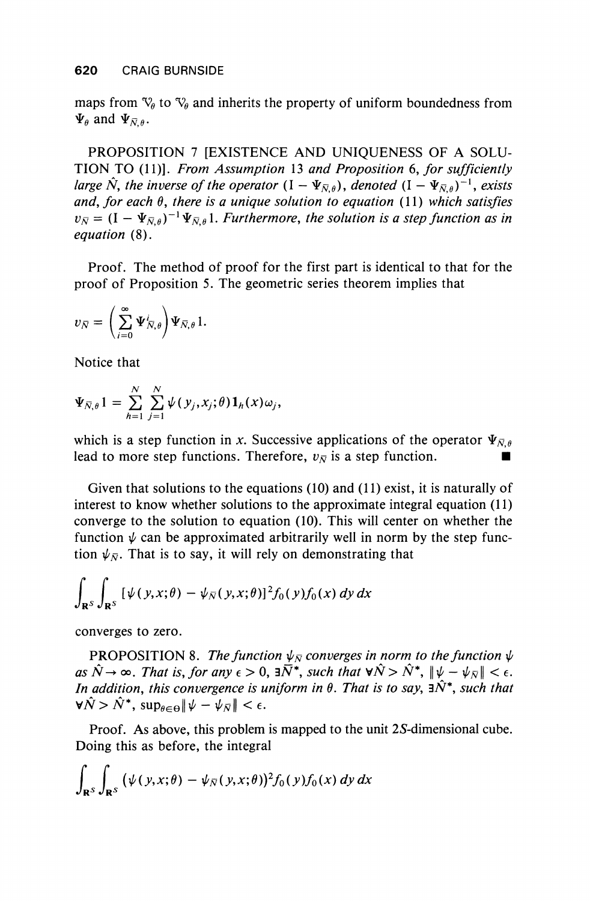maps from $\mathcal{V}_\theta$ to $\mathcal{V}_\theta$ and inherits the property of uniform boundedness from $\Psi_\theta$ and $\Psi_{\bar{N},\theta}$.

PROPOSITION 7 [EXISTENCE AND UNIQUENESS OF A SOLUTION TO (11)]. *From Assumption* 13 *and Proposition* 6, *for sufficiently large* $\hat{N}$, *the inverse of the operator* $(\mathrm{I} - \Psi_{\bar{N},\theta})$, *denoted* $(\mathrm{I} - \Psi_{\bar{N},\theta})^{-1}$, *exists and, for each* $\theta$, *there is a unique solution to equation* (11) *which satisfies* $v_{\bar{N}} = (\mathrm{I} - \Psi_{\bar{N},\theta})^{-1}\Psi_{\bar{N},\theta}1$. *Furthermore, the solution is a step function as in equation* (8).

Proof. The method of proof for the first part is identical to that for the proof of Proposition 5. The geometric series theorem implies that

$$v_{\bar{N}} = \left(\sum_{i=0}^{\infty} \Psi_{\bar{N},\theta}^{i}\right)\Psi_{\bar{N},\theta}1.$$

Notice that

$$\Psi_{\bar{N},\theta}1 = \sum_{h=1}^{N}\sum_{j=1}^{N} \psi(y_j,x_j;\theta)\mathbf{1}_h(x)\omega_j,$$

which is a step function in $x$. Successive applications of the operator $\Psi_{\bar{N},\theta}$ lead to more step functions. Therefore, $v_{\bar{N}}$ is a step function. ∎

Given that solutions to the equations (10) and (11) exist, it is naturally of interest to know whether solutions to the approximate integral equation (11) converge to the solution to equation (10). This will center on whether the function $\psi$ can be approximated arbitrarily well in norm by the step function $\psi_{\bar{N}}$. That is to say, it will rely on demonstrating that

$$\int_{\mathbf{R}^S}\int_{\mathbf{R}^S} [\psi(y,x;\theta) - \psi_{\bar{N}}(y,x;\theta)]^2 f_0(y)f_0(x)\,dy\,dx$$

converges to zero.

PROPOSITION 8. *The function* $\psi_{\bar{N}}$ *converges in norm to the function* $\psi$ *as* $\hat{N} \to \infty$. *That is, for any* $\epsilon > 0$, $\exists \bar{N}^*$, *such that* $\forall \hat{N} > \hat{N}^*$, $\|\psi - \psi_{\bar{N}}\| < \epsilon$. *In addition, this convergence is uniform in* $\theta$. *That is to say,* $\exists \hat{N}^*$, *such that* $\forall \hat{N} > \hat{N}^*$, $\sup_{\theta\in\Theta}\|\psi - \psi_{\bar{N}}\| < \epsilon$.

Proof. As above, this problem is mapped to the unit $2S$-dimensional cube. Doing this as before, the integral

$$\int_{\mathbf{R}^S}\int_{\mathbf{R}^S} (\psi(y,x;\theta) - \psi_{\bar{N}}(y,x;\theta))^2 f_0(y)f_0(x)\,dy\,dx$$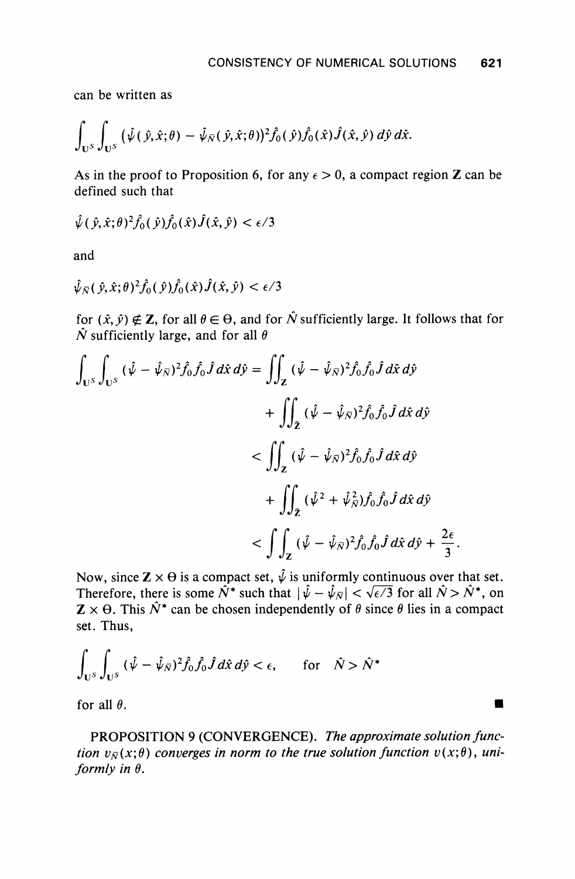can be written as

$$\int_{\mathbf{U}^S}\int_{\mathbf{U}^S} (\hat{\psi}(\hat{y},\hat{x};\theta) - \hat{\psi}_{\hat{N}}(\hat{y},\hat{x};\theta))^2 \hat{f}_0(\hat{y})\hat{f}_0(\hat{x})\hat{J}(\hat{x},\hat{y})\, d\hat{y}\, d\hat{x}.$$

As in the proof to Proposition 6, for any $\epsilon > 0$, a compact region $\mathbf{Z}$ can be defined such that

$$\hat{\psi}(\hat{y},\hat{x};\theta)^2 \hat{f}_0(\hat{y})\hat{f}_0(\hat{x})\hat{J}(\hat{x},\hat{y}) < \epsilon/3$$

and

$$\hat{\psi}_{\hat{N}}(\hat{y},\hat{x};\theta)^2 \hat{f}_0(\hat{y})\hat{f}_0(\hat{x})\hat{J}(\hat{x},\hat{y}) < \epsilon/3$$

for $(\hat{x},\hat{y}) \notin \mathbf{Z}$, for all $\theta \in \Theta$, and for $\hat{N}$ sufficiently large. It follows that for $\hat{N}$ sufficiently large, and for all $\theta$

$$\begin{aligned}
\int_{\mathbf{U}^S}\int_{\mathbf{U}^S} (\hat{\psi} - \hat{\psi}_{\hat{N}})^2 \hat{f}_0 \hat{f}_0 \hat{J}\, d\hat{x}\, d\hat{y} &= \iint_{\mathbf{Z}} (\hat{\psi} - \hat{\psi}_{\hat{N}})^2 \hat{f}_0 \hat{f}_0 \hat{J}\, d\hat{x}\, d\hat{y} \\
&\quad + \iint_{\bar{\mathbf{Z}}} (\hat{\psi} - \hat{\psi}_{\hat{N}})^2 \hat{f}_0 \hat{f}_0 \hat{J}\, d\hat{x}\, d\hat{y} \\
&< \iint_{\mathbf{Z}} (\hat{\psi} - \hat{\psi}_{\hat{N}})^2 \hat{f}_0 \hat{f}_0 \hat{J}\, d\hat{x}\, d\hat{y} \\
&\quad + \iint_{\bar{\mathbf{Z}}} (\hat{\psi}^2 + \hat{\psi}_{\hat{N}}^2) \hat{f}_0 \hat{f}_0 \hat{J}\, d\hat{x}\, d\hat{y} \\
&< \int\int_{\mathbf{Z}} (\hat{\psi} - \hat{\psi}_{\hat{N}})^2 \hat{f}_0 \hat{f}_0 \hat{J}\, d\hat{x}\, d\hat{y} + \frac{2\epsilon}{3}.
\end{aligned}$$

Now, since $\mathbf{Z} \times \Theta$ is a compact set, $\hat{\psi}$ is uniformly continuous over that set. Therefore, there is some $\hat{N}^*$ such that $|\hat{\psi} - \hat{\psi}_{\hat{N}}| < \sqrt{\epsilon/3}$ for all $\hat{N} > \hat{N}^*$, on $\mathbf{Z} \times \Theta$. This $\hat{N}^*$ can be chosen independently of $\theta$ since $\theta$ lies in a compact set. Thus,

$$\int_{\mathbf{U}^S}\int_{\mathbf{U}^S} (\hat{\psi} - \hat{\psi}_{\hat{N}})^2 \hat{f}_0 \hat{f}_0 \hat{J}\, d\hat{x}\, d\hat{y} < \epsilon, \qquad \text{for} \quad \hat{N} > \hat{N}^*$$

for all $\theta$. ∎

PROPOSITION 9 (CONVERGENCE). *The approximate solution function $v_{\hat{N}}(x;\theta)$ converges in norm to the true solution function $v(x;\theta)$, uniformly in $\theta$.*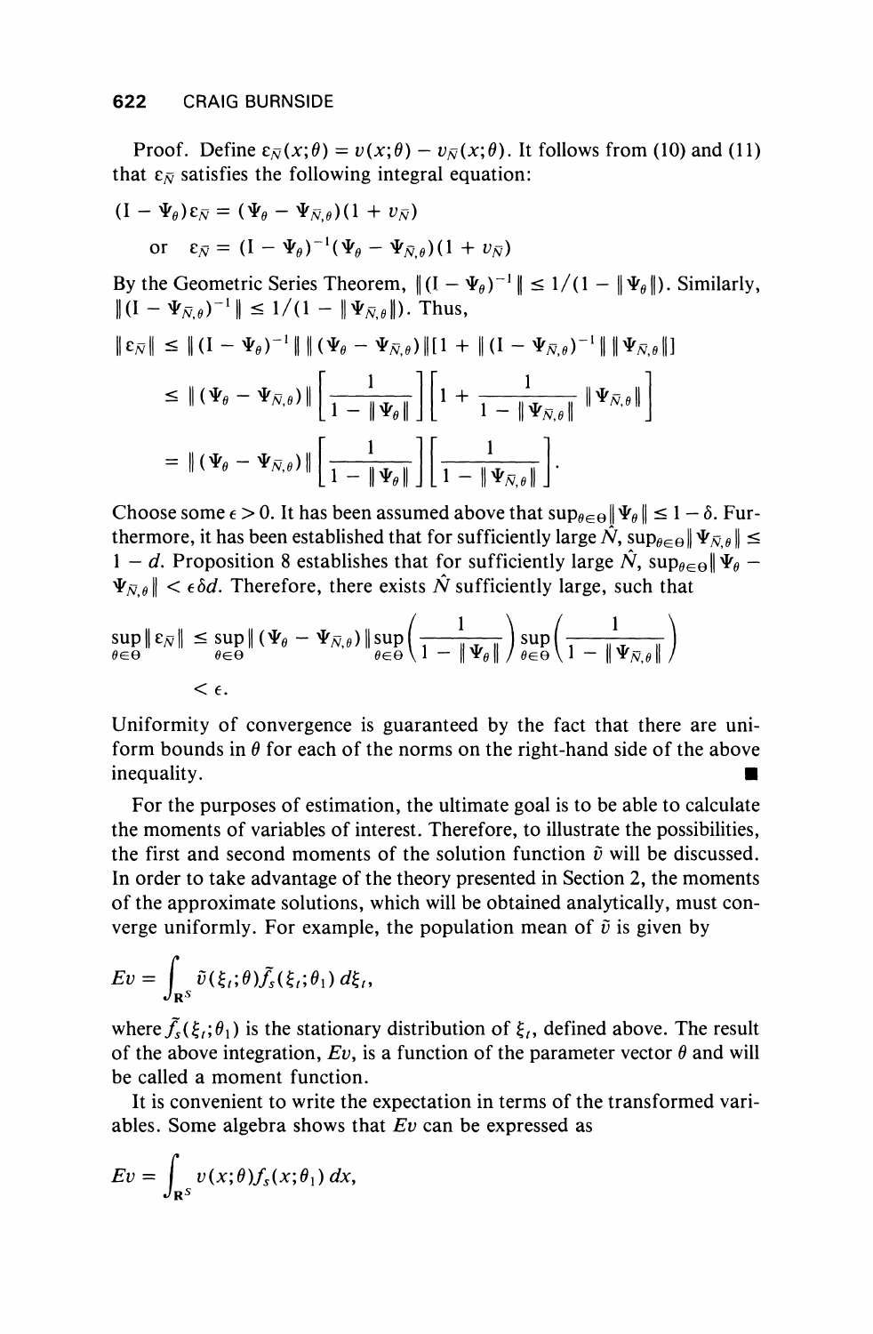Proof. Define $\varepsilon_{\hat{N}}(x;\theta) = v(x;\theta) - v_{\hat{N}}(x;\theta)$. It follows from (10) and (11) that $\varepsilon_{\hat{N}}$ satisfies the following integral equation:

$$(\mathrm{I} - \Psi_\theta)\varepsilon_{\hat{N}} = (\Psi_\theta - \Psi_{\hat{N},\theta})(1 + v_{\hat{N}})$$

$$\text{or} \quad \varepsilon_{\hat{N}} = (\mathrm{I} - \Psi_\theta)^{-1}(\Psi_\theta - \Psi_{\hat{N},\theta})(1 + v_{\hat{N}})$$

By the Geometric Series Theorem, $\|(\mathrm{I} - \Psi_\theta)^{-1}\| \leq 1/(1 - \|\Psi_\theta\|)$. Similarly, $\|(\mathrm{I} - \Psi_{\hat{N},\theta})^{-1}\| \leq 1/(1 - \|\Psi_{\hat{N},\theta}\|)$. Thus,

$$\|\varepsilon_{\hat{N}}\| \leq \|(\mathrm{I} - \Psi_\theta)^{-1}\| \, \|(\Psi_\theta - \Psi_{\hat{N},\theta})\| [1 + \|(\mathrm{I} - \Psi_{\hat{N},\theta})^{-1}\| \, \|\Psi_{\hat{N},\theta}\|]$$

$$\leq \|(\Psi_\theta - \Psi_{\hat{N},\theta})\| \left[\frac{1}{1 - \|\Psi_\theta\|}\right]\left[1 + \frac{1}{1 - \|\Psi_{\hat{N},\theta}\|}\|\Psi_{\hat{N},\theta}\|\right]$$

$$= \|(\Psi_\theta - \Psi_{\hat{N},\theta})\| \left[\frac{1}{1 - \|\Psi_\theta\|}\right]\left[\frac{1}{1 - \|\Psi_{\hat{N},\theta}\|}\right].$$

Choose some $\epsilon > 0$. It has been assumed above that $\sup_{\theta\in\Theta}\|\Psi_\theta\| \leq 1 - \delta$. Furthermore, it has been established that for sufficiently large $\hat{N}$, $\sup_{\theta\in\Theta}\|\Psi_{\hat{N},\theta}\| \leq 1 - d$. Proposition 8 establishes that for sufficiently large $\hat{N}$, $\sup_{\theta\in\Theta}\|\Psi_\theta - \Psi_{\hat{N},\theta}\| < \epsilon\delta d$. Therefore, there exists $\hat{N}$ sufficiently large, such that

$$\sup_{\theta\in\Theta}\|\varepsilon_{\hat{N}}\| \leq \sup_{\theta\in\Theta}\|(\Psi_\theta - \Psi_{\hat{N},\theta})\| \sup_{\theta\in\Theta}\left(\frac{1}{1 - \|\Psi_\theta\|}\right)\sup_{\theta\in\Theta}\left(\frac{1}{1 - \|\Psi_{\hat{N},\theta}\|}\right)$$

$$< \epsilon.$$

Uniformity of convergence is guaranteed by the fact that there are uniform bounds in $\theta$ for each of the norms on the right-hand side of the above inequality. ■

For the purposes of estimation, the ultimate goal is to be able to calculate the moments of variables of interest. Therefore, to illustrate the possibilities, the first and second moments of the solution function $\tilde{v}$ will be discussed. In order to take advantage of the theory presented in Section 2, the moments of the approximate solutions, which will be obtained analytically, must converge uniformly. For example, the population mean of $\tilde{v}$ is given by

$$Ev = \int_{\mathbf{R}^S} \tilde{v}(\xi_t;\theta)\tilde{f}_s(\xi_t;\theta_1)\, d\xi_t,$$

where $\tilde{f}_s(\xi_t;\theta_1)$ is the stationary distribution of $\xi_t$, defined above. The result of the above integration, $Ev$, is a function of the parameter vector $\theta$ and will be called a moment function.

It is convenient to write the expectation in terms of the transformed variables. Some algebra shows that $Ev$ can be expressed as

$$Ev = \int_{\mathbf{R}^S} v(x;\theta)f_s(x;\theta_1)\, dx,$$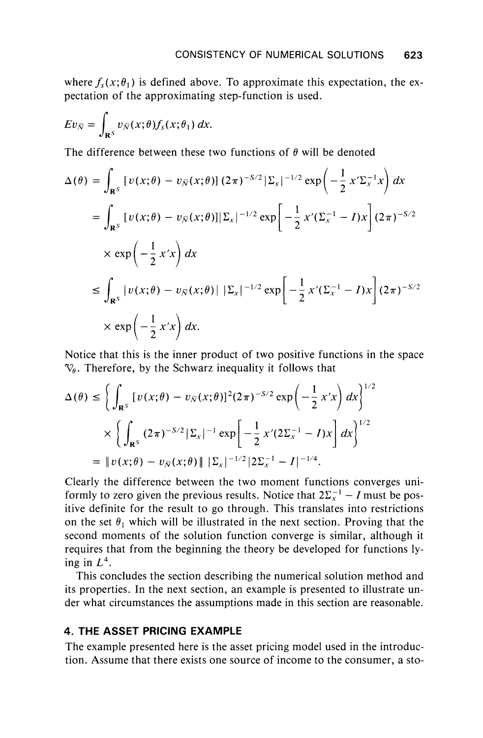where $f_s(x;\theta_1)$ is defined above. To approximate this expectation, the expectation of the approximating step-function is used.

$$Ev_{\bar{N}} = \int_{\mathbf{R}^S} v_{\bar{N}}(x;\theta) f_s(x;\theta_1)\,dx.$$

The difference between these two functions of $\theta$ will be denoted

$$
\begin{aligned}
\Delta(\theta) &= \int_{\mathbf{R}^S} [v(x;\theta) - v_{\bar{N}}(x;\theta)]\,(2\pi)^{-S/2}|\Sigma_x|^{-1/2}\exp\left(-\frac{1}{2}x'\Sigma_x^{-1}x\right)dx \\
&= \int_{\mathbf{R}^S} [v(x;\theta) - v_{\bar{N}}(x;\theta)]|\Sigma_x|^{-1/2}\exp\left[-\frac{1}{2}x'(\Sigma_x^{-1} - I)x\right](2\pi)^{-S/2} \\
&\quad \times \exp\left(-\frac{1}{2}x'x\right)dx \\
&\le \int_{\mathbf{R}^S} |v(x;\theta) - v_{\bar{N}}(x;\theta)|\;|\Sigma_x|^{-1/2}\exp\left[-\frac{1}{2}x'(\Sigma_x^{-1} - I)x\right](2\pi)^{-S/2} \\
&\quad \times \exp\left(-\frac{1}{2}x'x\right)dx.
\end{aligned}
$$

Notice that this is the inner product of two positive functions in the space $\mathcal{V}_\theta$. Therefore, by the Schwarz inequality it follows that

$$
\begin{aligned}
\Delta(\theta) &\le \left\{\int_{\mathbf{R}^S} [v(x;\theta) - v_{\bar{N}}(x;\theta)]^2(2\pi)^{-S/2}\exp\left(-\frac{1}{2}x'x\right)dx\right\}^{1/2} \\
&\quad \times \left\{\int_{\mathbf{R}^S} (2\pi)^{-S/2}|\Sigma_x|^{-1}\exp\left[-\frac{1}{2}x'(2\Sigma_x^{-1} - I)x\right]dx\right\}^{1/2} \\
&= \|v(x;\theta) - v_{\bar{N}}(x;\theta)\|\;|\Sigma_x|^{-1/2}|2\Sigma_x^{-1} - I|^{-1/4}.
\end{aligned}
$$

Clearly the difference between the two moment functions converges uniformly to zero given the previous results. Notice that $2\Sigma_x^{-1} - I$ must be positive definite for the result to go through. This translates into restrictions on the set $\theta_1$ which will be illustrated in the next section. Proving that the second moments of the solution function converge is similar, although it requires that from the beginning the theory be developed for functions lying in $L^4$.

This concludes the section describing the numerical solution method and its properties. In the next section, an example is presented to illustrate under what circumstances the assumptions made in this section are reasonable.

## 4. THE ASSET PRICING EXAMPLE

The example presented here is the asset pricing model used in the introduction. Assume that there exists one source of income to the consumer, a sto-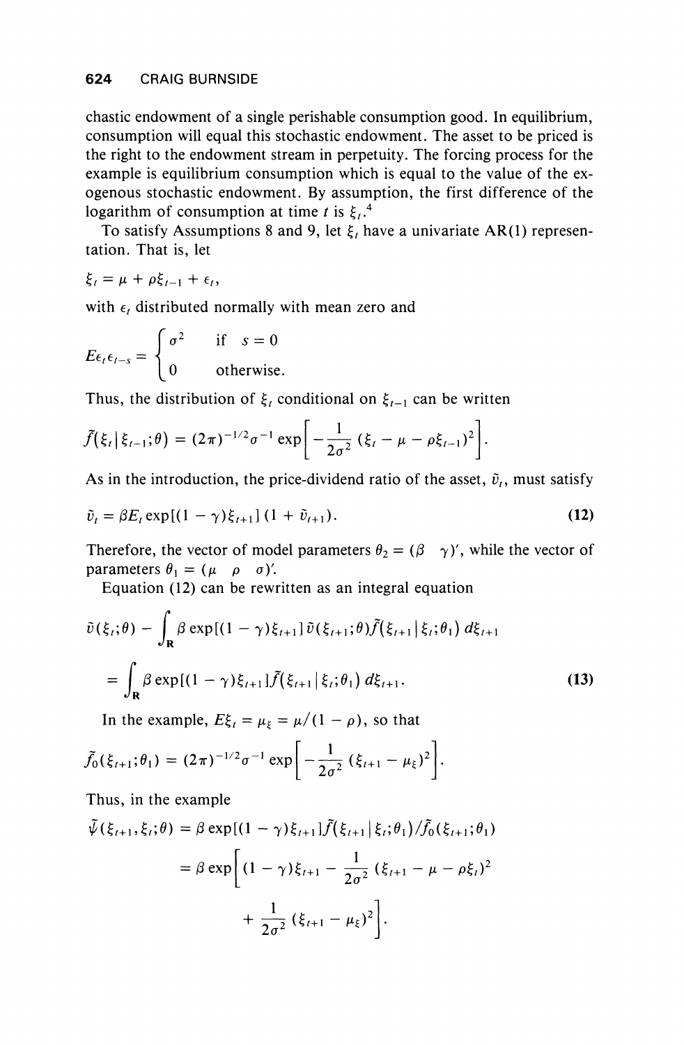chastic endowment of a single perishable consumption good. In equilibrium, consumption will equal this stochastic endowment. The asset to be priced is the right to the endowment stream in perpetuity. The forcing process for the example is equilibrium consumption which is equal to the value of the exogenous stochastic endowment. By assumption, the first difference of the logarithm of consumption at time $t$ is $\xi_t$.[4]

To satisfy Assumptions 8 and 9, let $\xi_t$ have a univariate AR(1) representation. That is, let

$$\xi_t = \mu + \rho\xi_{t-1} + \epsilon_t,$$

with $\epsilon_t$ distributed normally with mean zero and

$$E\epsilon_t\epsilon_{t-s} = \begin{cases} \sigma^2 & \text{if } s = 0 \\ 0 & \text{otherwise.} \end{cases}$$

Thus, the distribution of $\xi_t$ conditional on $\xi_{t-1}$ can be written

$$\tilde{f}(\xi_t \mid \xi_{t-1};\theta) = (2\pi)^{-1/2}\sigma^{-1}\exp\left[-\frac{1}{2\sigma^2}(\xi_t - \mu - \rho\xi_{t-1})^2\right].$$

As in the introduction, the price-dividend ratio of the asset, $\tilde{v}_t$, must satisfy

$$\tilde{v}_t = \beta E_t \exp[(1-\gamma)\xi_{t+1}](1 + \tilde{v}_{t+1}). \tag{12}$$

Therefore, the vector of model parameters $\theta_2 = (\beta \quad \gamma)'$, while the vector of parameters $\theta_1 = (\mu \quad \rho \quad \sigma)'$.

Equation (12) can be rewritten as an integral equation

$$\tilde{v}(\xi_t;\theta) - \int_{\mathbf{R}} \beta\exp[(1-\gamma)\xi_{t+1}]\,\tilde{v}(\xi_{t+1};\theta)\tilde{f}(\xi_{t+1}\mid\xi_t;\theta_1)\,d\xi_{t+1}$$

$$= \int_{\mathbf{R}} \beta\exp[(1-\gamma)\xi_{t+1}]\tilde{f}(\xi_{t+1}\mid\xi_t;\theta_1)\,d\xi_{t+1}. \tag{13}$$

In the example, $E\xi_t = \mu_\xi = \mu/(1-\rho)$, so that

$$\tilde{f}_0(\xi_{t+1};\theta_1) = (2\pi)^{-1/2}\sigma^{-1}\exp\left[-\frac{1}{2\sigma^2}(\xi_{t+1} - \mu_\xi)^2\right].$$

Thus, in the example

$$\begin{aligned}\tilde{\psi}(\xi_{t+1},\xi_t;\theta) &= \beta\exp[(1-\gamma)\xi_{t+1}]\tilde{f}(\xi_{t+1}\mid\xi_t;\theta_1)/\tilde{f}_0(\xi_{t+1};\theta_1) \\ &= \beta\exp\left[(1-\gamma)\xi_{t+1} - \frac{1}{2\sigma^2}(\xi_{t+1} - \mu - \rho\xi_t)^2\right. \\ &\qquad \left. + \frac{1}{2\sigma^2}(\xi_{t+1} - \mu_\xi)^2\right].\end{aligned}$$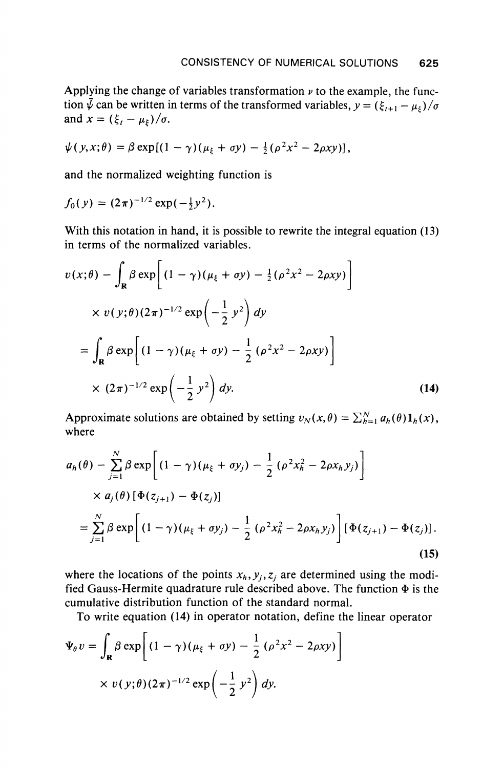Applying the change of variables transformation $\nu$ to the example, the function $\tilde{\psi}$ can be written in terms of the transformed variables, $y = (\xi_{t+1} - \mu_\xi)/\sigma$ and $x = (\xi_t - \mu_\xi)/\sigma$.

$$\psi(y,x;\theta) = \beta \exp[(1-\gamma)(\mu_\xi + \sigma y) - \tfrac{1}{2}(\rho^2 x^2 - 2\rho x y)],$$

and the normalized weighting function is

$$f_0(y) = (2\pi)^{-1/2} \exp(-\tfrac{1}{2} y^2).$$

With this notation in hand, it is possible to rewrite the integral equation (13) in terms of the normalized variables.

$$\begin{aligned} v(x;\theta) &- \int_{\mathbf{R}} \beta \exp\left[(1-\gamma)(\mu_\xi + \sigma y) - \tfrac{1}{2}(\rho^2 x^2 - 2\rho x y)\right] \\ &\times v(y;\theta)(2\pi)^{-1/2} \exp\left(-\frac{1}{2} y^2\right) dy \\ &= \int_{\mathbf{R}} \beta \exp\left[(1-\gamma)(\mu_\xi + \sigma y) - \frac{1}{2}(\rho^2 x^2 - 2\rho x y)\right] \\ &\times (2\pi)^{-1/2} \exp\left(-\frac{1}{2} y^2\right) dy. \end{aligned} \tag{14}$$

Approximate solutions are obtained by setting $v_N(x,\theta) = \sum_{h=1}^N a_h(\theta) \mathbf{1}_h(x)$, where

$$\begin{aligned} a_h(\theta) &- \sum_{j=1}^N \beta \exp\left[(1-\gamma)(\mu_\xi + \sigma y_j) - \frac{1}{2}(\rho^2 x_h^2 - 2\rho x_h y_j)\right] \\ &\times a_j(\theta)\,[\Phi(z_{j+1}) - \Phi(z_j)] \\ &= \sum_{j=1}^N \beta \exp\left[(1-\gamma)(\mu_\xi + \sigma y_j) - \frac{1}{2}(\rho^2 x_h^2 - 2\rho x_h y_j)\right][\Phi(z_{j+1}) - \Phi(z_j)]. \end{aligned} \tag{15}$$

where the locations of the points $x_h, y_j, z_j$ are determined using the modified Gauss-Hermite quadrature rule described above. The function $\Phi$ is the cumulative distribution function of the standard normal.

To write equation (14) in operator notation, define the linear operator

$$\begin{aligned} \Psi_\theta v = \int_{\mathbf{R}} \beta \exp&\left[(1-\gamma)(\mu_\xi + \sigma y) - \frac{1}{2}(\rho^2 x^2 - 2\rho x y)\right] \\ &\times v(y;\theta)(2\pi)^{-1/2} \exp\left(-\frac{1}{2} y^2\right) dy. \end{aligned}$$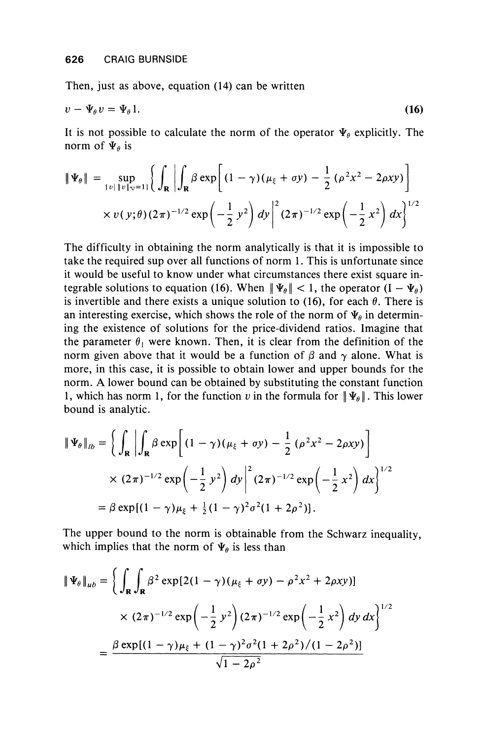Then, just as above, equation (14) can be written

$$v - \Psi_\theta v = \Psi_\theta 1. \tag{16}$$

It is not possible to calculate the norm of the operator $\Psi_\theta$ explicitly. The norm of $\Psi_\theta$ is

$$\|\Psi_\theta\| = \sup_{\{v \mid \|v\|_V = 1\}} \left\{ \int_{\mathbf{R}} \left| \int_{\mathbf{R}} \beta \exp\left[ (1-\gamma)(\mu_\xi + \sigma y) - \frac{1}{2}(\rho^2 x^2 - 2\rho x y) \right] \right. \right.$$
$$\left. \left. \times\, v(y;\theta)(2\pi)^{-1/2} \exp\left(-\frac{1}{2} y^2\right) dy \right|^2 (2\pi)^{-1/2} \exp\left(-\frac{1}{2} x^2\right) dx \right\}^{1/2}$$

The difficulty in obtaining the norm analytically is that it is impossible to take the required sup over all functions of norm 1. This is unfortunate since it would be useful to know under what circumstances there exist square integrable solutions to equation (16). When $\|\Psi_\theta\| < 1$, the operator $(I - \Psi_\theta)$ is invertible and there exists a unique solution to (16), for each $\theta$. There is an interesting exercise, which shows the role of the norm of $\Psi_\theta$ in determining the existence of solutions for the price-dividend ratios. Imagine that the parameter $\theta_1$ were known. Then, it is clear from the definition of the norm given above that it would be a function of $\beta$ and $\gamma$ alone. What is more, in this case, it is possible to obtain lower and upper bounds for the norm. A lower bound can be obtained by substituting the constant function 1, which has norm 1, for the function $v$ in the formula for $\|\Psi_\theta\|$. This lower bound is analytic.

$$\|\Psi_\theta\|_{lb} = \left\{ \int_{\mathbf{R}} \left| \int_{\mathbf{R}} \beta \exp\left[ (1-\gamma)(\mu_\xi + \sigma y) - \frac{1}{2}(\rho^2 x^2 - 2\rho x y) \right] \right. \right.$$
$$\left. \left. \times\, (2\pi)^{-1/2} \exp\left(-\frac{1}{2} y^2\right) dy \right|^2 (2\pi)^{-1/2} \exp\left(-\frac{1}{2} x^2\right) dx \right\}^{1/2}$$
$$= \beta \exp[(1-\gamma)\mu_\xi + \tfrac{1}{2}(1-\gamma)^2 \sigma^2 (1 + 2\rho^2)].$$

The upper bound to the norm is obtainable from the Schwarz inequality, which implies that the norm of $\Psi_\theta$ is less than

$$\|\Psi_\theta\|_{ub} = \left\{ \int_{\mathbf{R}} \int_{\mathbf{R}} \beta^2 \exp[2(1-\gamma)(\mu_\xi + \sigma y) - \rho^2 x^2 + 2\rho x y)] \right.$$
$$\left. \times\, (2\pi)^{-1/2} \exp\left(-\frac{1}{2} y^2\right) (2\pi)^{-1/2} \exp\left(-\frac{1}{2} x^2\right) dy\, dx \right\}^{1/2}$$
$$= \frac{\beta \exp[(1-\gamma)\mu_\xi + (1-\gamma)^2 \sigma^2 (1 + 2\rho^2)/(1 - 2\rho^2)]}{\sqrt{1 - 2\rho^2}}$$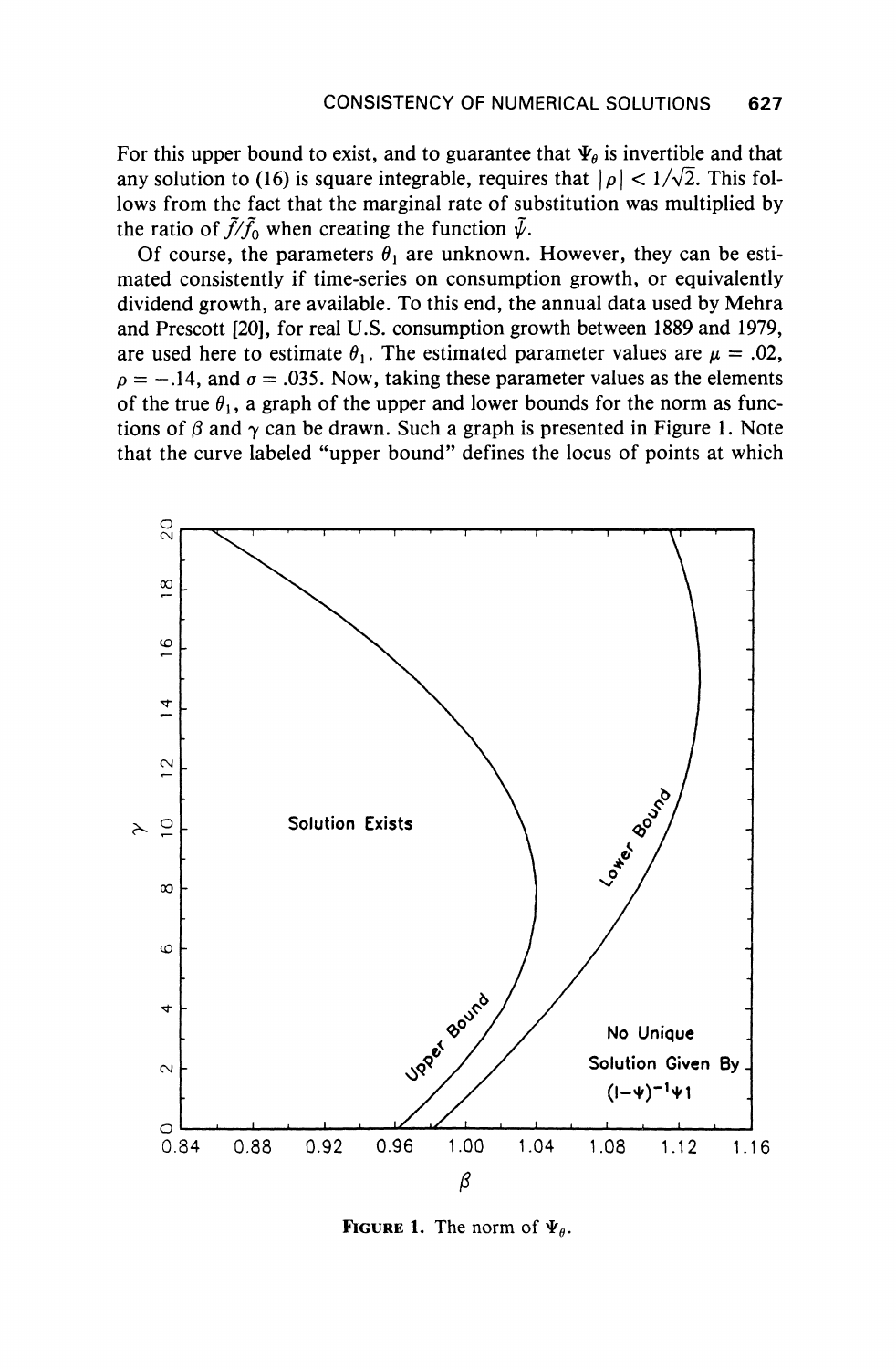For this upper bound to exist, and to guarantee that $\Psi_\theta$ is invertible and that any solution to (16) is square integrable, requires that $|\rho| < 1/\sqrt{2}$. This follows from the fact that the marginal rate of substitution was multiplied by the ratio of $\tilde{f}/\tilde{f}_0$ when creating the function $\tilde{\psi}$.

Of course, the parameters $\theta_1$ are unknown. However, they can be estimated consistently if time-series on consumption growth, or equivalently dividend growth, are available. To this end, the annual data used by Mehra and Prescott [20], for real U.S. consumption growth between 1889 and 1979, are used here to estimate $\theta_1$. The estimated parameter values are $\mu = .02$, $\rho = -.14$, and $\sigma = .035$. Now, taking these parameter values as the elements of the true $\theta_1$, a graph of the upper and lower bounds for the norm as functions of $\beta$ and $\gamma$ can be drawn. Such a graph is presented in Figure 1. Note that the curve labeled "upper bound" defines the locus of points at which

FIGURE 1. The norm of $\Psi_\theta$.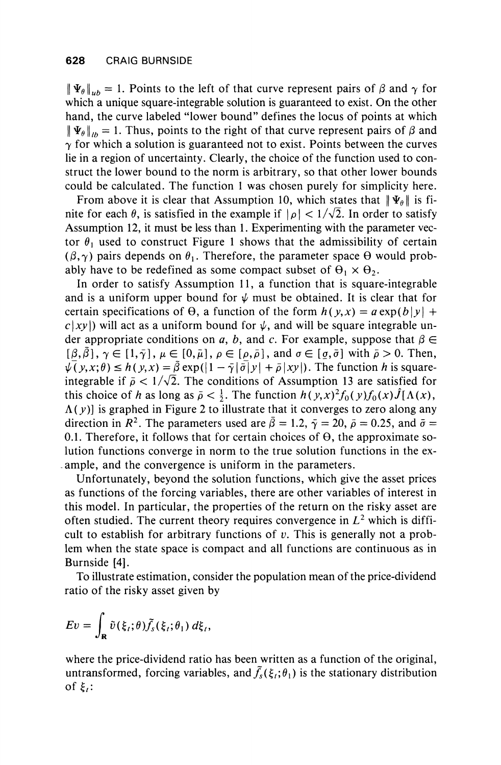$\| \Psi_\theta \|_{ub} = 1$. Points to the left of that curve represent pairs of $\beta$ and $\gamma$ for which a unique square-integrable solution is guaranteed to exist. On the other hand, the curve labeled "lower bound" defines the locus of points at which $\| \Psi_\theta \|_{lb} = 1$. Thus, points to the right of that curve represent pairs of $\beta$ and $\gamma$ for which a solution is guaranteed not to exist. Points between the curves lie in a region of uncertainty. Clearly, the choice of the function used to construct the lower bound to the norm is arbitrary, so that other lower bounds could be calculated. The function 1 was chosen purely for simplicity here.

From above it is clear that Assumption 10, which states that $\| \Psi_\theta \|$ is finite for each $\theta$, is satisfied in the example if $|\rho| < 1/\sqrt{2}$. In order to satisfy Assumption 12, it must be less than 1. Experimenting with the parameter vector $\theta_1$ used to construct Figure 1 shows that the admissibility of certain $(\beta, \gamma)$ pairs depends on $\theta_1$. Therefore, the parameter space $\Theta$ would probably have to be redefined as some compact subset of $\Theta_1 \times \Theta_2$.

In order to satisfy Assumption 11, a function that is square-integrable and is a uniform upper bound for $\psi$ must be obtained. It is clear that for certain specifications of $\Theta$, a function of the form $h(y,x) = a\exp(b|y| + c|xy|)$ will act as a uniform bound for $\psi$, and will be square integrable under appropriate conditions on $a$, $b$, and $c$. For example, suppose that $\beta \in [\underline{\beta}, \bar{\beta}]$, $\gamma \in [1, \bar{\gamma}]$, $\mu \in [0, \bar{\mu}]$, $\rho \in [\underline{\rho}, \bar{\rho}]$, and $\sigma \in [\underline{\sigma}, \bar{\sigma}]$ with $\bar{\rho} > 0$. Then, $\psi(y,x;\theta) \leq h(y,x) = \bar{\beta}\exp(|1 - \bar{\gamma}|\bar{\sigma}|y| + \bar{\rho}|xy|)$. The function $h$ is square-integrable if $\bar{\rho} < 1/\sqrt{2}$. The conditions of Assumption 13 are satisfied for this choice of $h$ as long as $\bar{\rho} < \frac{1}{2}$. The function $h(y,x)^2 f_0(y) f_0(x) \hat{J}[\Lambda(x), \Lambda(y)]$ is graphed in Figure 2 to illustrate that it converges to zero along any direction in $R^2$. The parameters used are $\bar{\beta} = 1.2$, $\bar{\gamma} = 20$, $\bar{\rho} = 0.25$, and $\bar{\sigma} = 0.1$. Therefore, it follows that for certain choices of $\Theta$, the approximate solution functions converge in norm to the true solution functions in the example, and the convergence is uniform in the parameters.

Unfortunately, beyond the solution functions, which give the asset prices as functions of the forcing variables, there are other variables of interest in this model. In particular, the properties of the return on the risky asset are often studied. The current theory requires convergence in $L^2$ which is difficult to establish for arbitrary functions of $v$. This is generally not a problem when the state space is compact and all functions are continuous as in Burnside [4].

To illustrate estimation, consider the population mean of the price-dividend ratio of the risky asset given by

$$Ev = \int_{\mathbf{R}} \tilde{v}(\xi_t;\theta) \tilde{f}_s(\xi_t;\theta_1)\, d\xi_t,$$

where the price-dividend ratio has been written as a function of the original, untransformed, forcing variables, and $\tilde{f}_s(\xi_t;\theta_1)$ is the stationary distribution of $\xi_t$: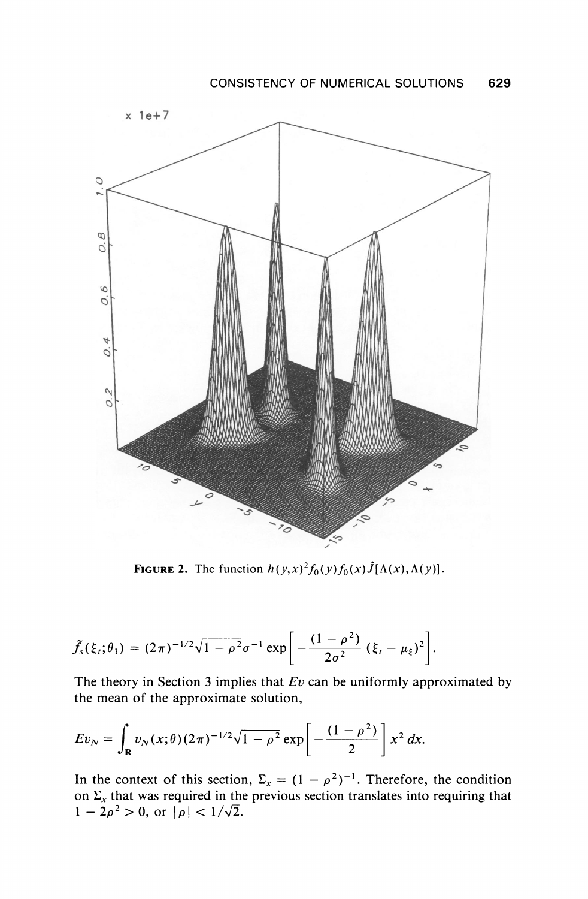FIGURE 2. The function $h(y,x)^2 f_0(y) f_0(x) \hat{J}[\Lambda(x), \Lambda(y)]$.

$$\tilde{f}_s(\xi_t; \theta_1) = (2\pi)^{-1/2}\sqrt{1-\rho^2}\,\sigma^{-1} \exp\left[-\frac{(1-\rho^2)}{2\sigma^2}(\xi_t - \mu_\xi)^2\right].$$

The theory in Section 3 implies that $Ev$ can be uniformly approximated by the mean of the approximate solution,

$$Ev_N = \int_{\mathbf{R}} v_N(x;\theta)(2\pi)^{-1/2}\sqrt{1-\rho^2} \exp\left[-\frac{(1-\rho^2)}{2}\right] x^2 \, dx.$$

In the context of this section, $\Sigma_x = (1-\rho^2)^{-1}$. Therefore, the condition on $\Sigma_x$ that was required in the previous section translates into requiring that $1 - 2\rho^2 > 0$, or $|\rho| < 1/\sqrt{2}$.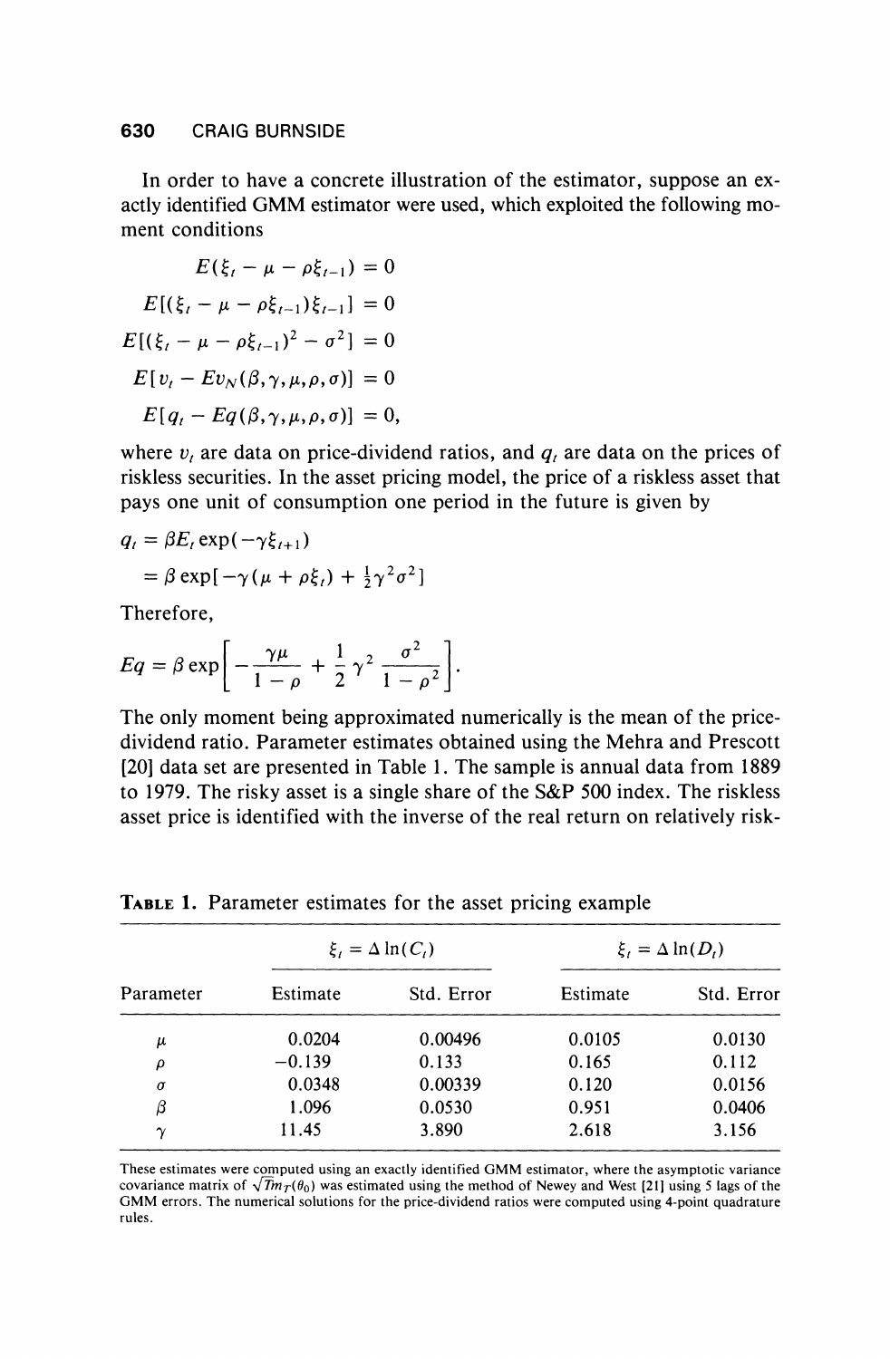In order to have a concrete illustration of the estimator, suppose an exactly identified GMM estimator were used, which exploited the following moment conditions

$$
\begin{aligned}
E(\xi_t - \mu - \rho\xi_{t-1}) &= 0 \\
E[(\xi_t - \mu - \rho\xi_{t-1})\xi_{t-1}] &= 0 \\
E[(\xi_t - \mu - \rho\xi_{t-1})^2 - \sigma^2] &= 0 \\
E[v_t - Ev_N(\beta,\gamma,\mu,\rho,\sigma)] &= 0 \\
E[q_t - Eq(\beta,\gamma,\mu,\rho,\sigma)] &= 0,
\end{aligned}
$$

where $v_t$ are data on price-dividend ratios, and $q_t$ are data on the prices of riskless securities. In the asset pricing model, the price of a riskless asset that pays one unit of consumption one period in the future is given by

$$
\begin{aligned}
q_t &= \beta E_t \exp(-\gamma\xi_{t+1}) \\
&= \beta \exp[-\gamma(\mu + \rho\xi_t) + \tfrac{1}{2}\gamma^2\sigma^2]
\end{aligned}
$$

Therefore,

$$
Eq = \beta \exp\left[ -\frac{\gamma\mu}{1-\rho} + \frac{1}{2}\gamma^2 \frac{\sigma^2}{1-\rho^2} \right].
$$

The only moment being approximated numerically is the mean of the price-dividend ratio. Parameter estimates obtained using the Mehra and Prescott [20] data set are presented in Table 1. The sample is annual data from 1889 to 1979. The risky asset is a single share of the S&P 500 index. The riskless asset price is identified with the inverse of the real return on relatively risk-

**Table 1.** Parameter estimates for the asset pricing example

| | $\xi_t = \Delta \ln(C_t)$ | | $\xi_t = \Delta \ln(D_t)$ | |
|---|---|---|---|---|
| Parameter | Estimate | Std. Error | Estimate | Std. Error |
| $\mu$ | 0.0204 | 0.00496 | 0.0105 | 0.0130 |
| $\rho$ | −0.139 | 0.133 | 0.165 | 0.112 |
| $\sigma$ | 0.0348 | 0.00339 | 0.120 | 0.0156 |
| $\beta$ | 1.096 | 0.0530 | 0.951 | 0.0406 |
| $\gamma$ | 11.45 | 3.890 | 2.618 | 3.156 |

These estimates were computed using an exactly identified GMM estimator, where the asymptotic variance covariance matrix of $\sqrt{T}m_T(\theta_0)$ was estimated using the method of Newey and West [21] using 5 lags of the GMM errors. The numerical solutions for the price-dividend ratios were computed using 4-point quadrature rules.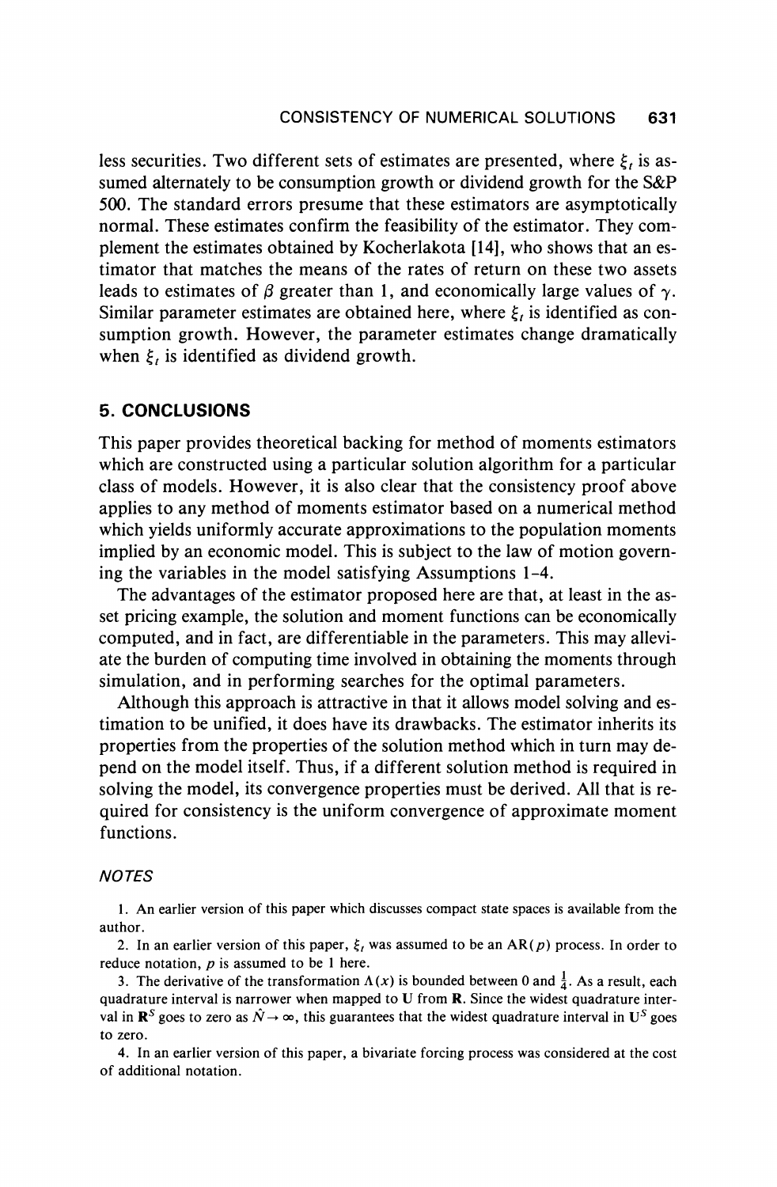less securities. Two different sets of estimates are presented, where $\xi_t$ is assumed alternately to be consumption growth or dividend growth for the S&P 500. The standard errors presume that these estimators are asymptotically normal. These estimates confirm the feasibility of the estimator. They complement the estimates obtained by Kocherlakota [14], who shows that an estimator that matches the means of the rates of return on these two assets leads to estimates of $\beta$ greater than 1, and economically large values of $\gamma$. Similar parameter estimates are obtained here, where $\xi_t$ is identified as consumption growth. However, the parameter estimates change dramatically when $\xi_t$ is identified as dividend growth.

## 5. CONCLUSIONS

This paper provides theoretical backing for method of moments estimators which are constructed using a particular solution algorithm for a particular class of models. However, it is also clear that the consistency proof above applies to any method of moments estimator based on a numerical method which yields uniformly accurate approximations to the population moments implied by an economic model. This is subject to the law of motion governing the variables in the model satisfying Assumptions 1–4.

The advantages of the estimator proposed here are that, at least in the asset pricing example, the solution and moment functions can be economically computed, and in fact, are differentiable in the parameters. This may alleviate the burden of computing time involved in obtaining the moments through simulation, and in performing searches for the optimal parameters.

Although this approach is attractive in that it allows model solving and estimation to be unified, it does have its drawbacks. The estimator inherits its properties from the properties of the solution method which in turn may depend on the model itself. Thus, if a different solution method is required in solving the model, its convergence properties must be derived. All that is required for consistency is the uniform convergence of approximate moment functions.

### NOTES

1. An earlier version of this paper which discusses compact state spaces is available from the author.

2. In an earlier version of this paper, $\xi_t$ was assumed to be an AR($p$) process. In order to reduce notation, $p$ is assumed to be 1 here.

3. The derivative of the transformation $\Lambda(x)$ is bounded between 0 and $\frac{1}{4}$. As a result, each quadrature interval is narrower when mapped to $\mathbf{U}$ from $\mathbf{R}$. Since the widest quadrature interval in $\mathbf{R}^S$ goes to zero as $\hat{N} \to \infty$, this guarantees that the widest quadrature interval in $\mathbf{U}^S$ goes to zero.

4. In an earlier version of this paper, a bivariate forcing process was considered at the cost of additional notation.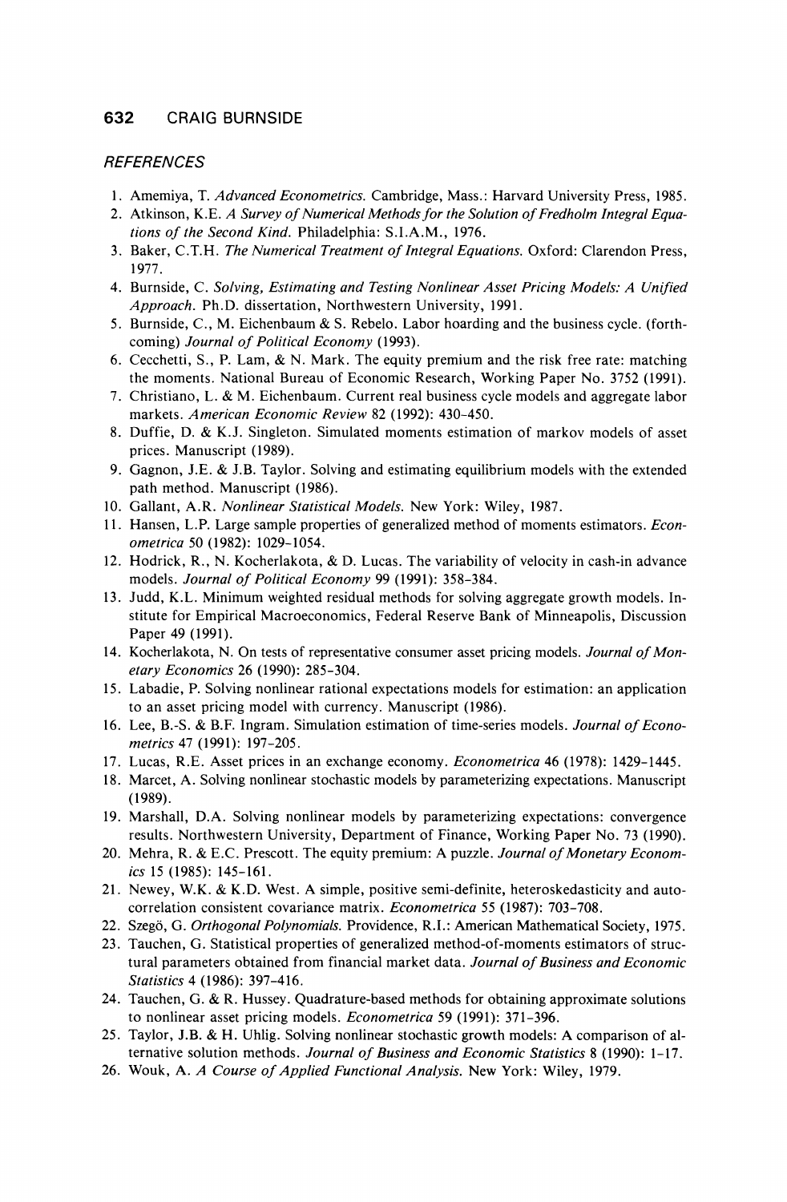## REFERENCES

1. Amemiya, T. *Advanced Econometrics.* Cambridge, Mass.: Harvard University Press, 1985.
2. Atkinson, K.E. *A Survey of Numerical Methods for the Solution of Fredholm Integral Equations of the Second Kind.* Philadelphia: S.I.A.M., 1976.
3. Baker, C.T.H. *The Numerical Treatment of Integral Equations.* Oxford: Clarendon Press, 1977.
4. Burnside, C. *Solving, Estimating and Testing Nonlinear Asset Pricing Models: A Unified Approach.* Ph.D. dissertation, Northwestern University, 1991.
5. Burnside, C., M. Eichenbaum & S. Rebelo. Labor hoarding and the business cycle. (forthcoming) *Journal of Political Economy* (1993).
6. Cecchetti, S., P. Lam, & N. Mark. The equity premium and the risk free rate: matching the moments. National Bureau of Economic Research, Working Paper No. 3752 (1991).
7. Christiano, L. & M. Eichenbaum. Current real business cycle models and aggregate labor markets. *American Economic Review* 82 (1992): 430–450.
8. Duffie, D. & K.J. Singleton. Simulated moments estimation of markov models of asset prices. Manuscript (1989).
9. Gagnon, J.E. & J.B. Taylor. Solving and estimating equilibrium models with the extended path method. Manuscript (1986).
10. Gallant, A.R. *Nonlinear Statistical Models.* New York: Wiley, 1987.
11. Hansen, L.P. Large sample properties of generalized method of moments estimators. *Econometrica* 50 (1982): 1029–1054.
12. Hodrick, R., N. Kocherlakota, & D. Lucas. The variability of velocity in cash-in advance models. *Journal of Political Economy* 99 (1991): 358–384.
13. Judd, K.L. Minimum weighted residual methods for solving aggregate growth models. Institute for Empirical Macroeconomics, Federal Reserve Bank of Minneapolis, Discussion Paper 49 (1991).
14. Kocherlakota, N. On tests of representative consumer asset pricing models. *Journal of Monetary Economics* 26 (1990): 285–304.
15. Labadie, P. Solving nonlinear rational expectations models for estimation: an application to an asset pricing model with currency. Manuscript (1986).
16. Lee, B.-S. & B.F. Ingram. Simulation estimation of time-series models. *Journal of Econometrics* 47 (1991): 197–205.
17. Lucas, R.E. Asset prices in an exchange economy. *Econometrica* 46 (1978): 1429–1445.
18. Marcet, A. Solving nonlinear stochastic models by parameterizing expectations. Manuscript (1989).
19. Marshall, D.A. Solving nonlinear models by parameterizing expectations: convergence results. Northwestern University, Department of Finance, Working Paper No. 73 (1990).
20. Mehra, R. & E.C. Prescott. The equity premium: A puzzle. *Journal of Monetary Economics* 15 (1985): 145–161.
21. Newey, W.K. & K.D. West. A simple, positive semi-definite, heteroskedasticity and autocorrelation consistent covariance matrix. *Econometrica* 55 (1987): 703–708.
22. Szegö, G. *Orthogonal Polynomials.* Providence, R.I.: American Mathematical Society, 1975.
23. Tauchen, G. Statistical properties of generalized method-of-moments estimators of structural parameters obtained from financial market data. *Journal of Business and Economic Statistics* 4 (1986): 397–416.
24. Tauchen, G. & R. Hussey. Quadrature-based methods for obtaining approximate solutions to nonlinear asset pricing models. *Econometrica* 59 (1991): 371–396.
25. Taylor, J.B. & H. Uhlig. Solving nonlinear stochastic growth models: A comparison of alternative solution methods. *Journal of Business and Economic Statistics* 8 (1990): 1–17.
26. Wouk, A. *A Course of Applied Functional Analysis.* New York: Wiley, 1979.